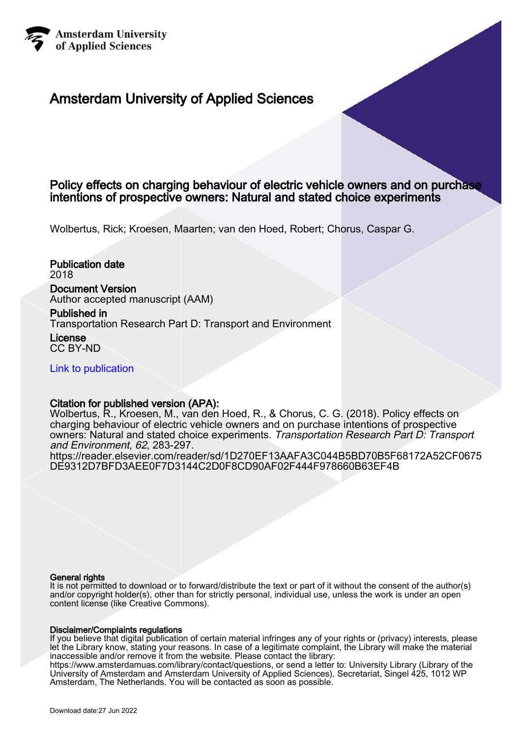Amsterdam University
of Applied Sciences

# Amsterdam University of Applied Sciences

## Policy effects on charging behaviour of electric vehicle owners and on purchase intentions of prospective owners: Natural and stated choice experiments

Wolbertus, Rick; Kroesen, Maarten; van den Hoed, Robert; Chorus, Caspar G.

**Publication date**
2018

**Document Version**
Author accepted manuscript (AAM)

**Published in**
Transportation Research Part D: Transport and Environment

**License**
CC BY-ND

Link to publication

**Citation for published version (APA):**
Wolbertus, R., Kroesen, M., van den Hoed, R., & Chorus, C. G. (2018). Policy effects on charging behaviour of electric vehicle owners and on purchase intentions of prospective owners: Natural and stated choice experiments. *Transportation Research Part D: Transport and Environment*, *62*, 283-297.
https://reader.elsevier.com/reader/sd/1D270EF13AAFA3C044B5BD70B5F68172A52CF0675DE9312D7BFD3AEE0F7D3144C2D0F8CD90AF02F444F978660B63EF4B

**General rights**
It is not permitted to download or to forward/distribute the text or part of it without the consent of the author(s) and/or copyright holder(s), other than for strictly personal, individual use, unless the work is under an open content license (like Creative Commons).

**Disclaimer/Complaints regulations**
If you believe that digital publication of certain material infringes any of your rights or (privacy) interests, please let the Library know, stating your reasons. In case of a legitimate complaint, the Library will make the material inaccessible and/or remove it from the website. Please contact the library: https://www.amsterdamuas.com/library/contact/questions, or send a letter to: University Library (Library of the University of Amsterdam and Amsterdam University of Applied Sciences), Secretariat, Singel 425, 1012 WP Amsterdam, The Netherlands. You will be contacted as soon as possible.

Download date:27 Jun 2022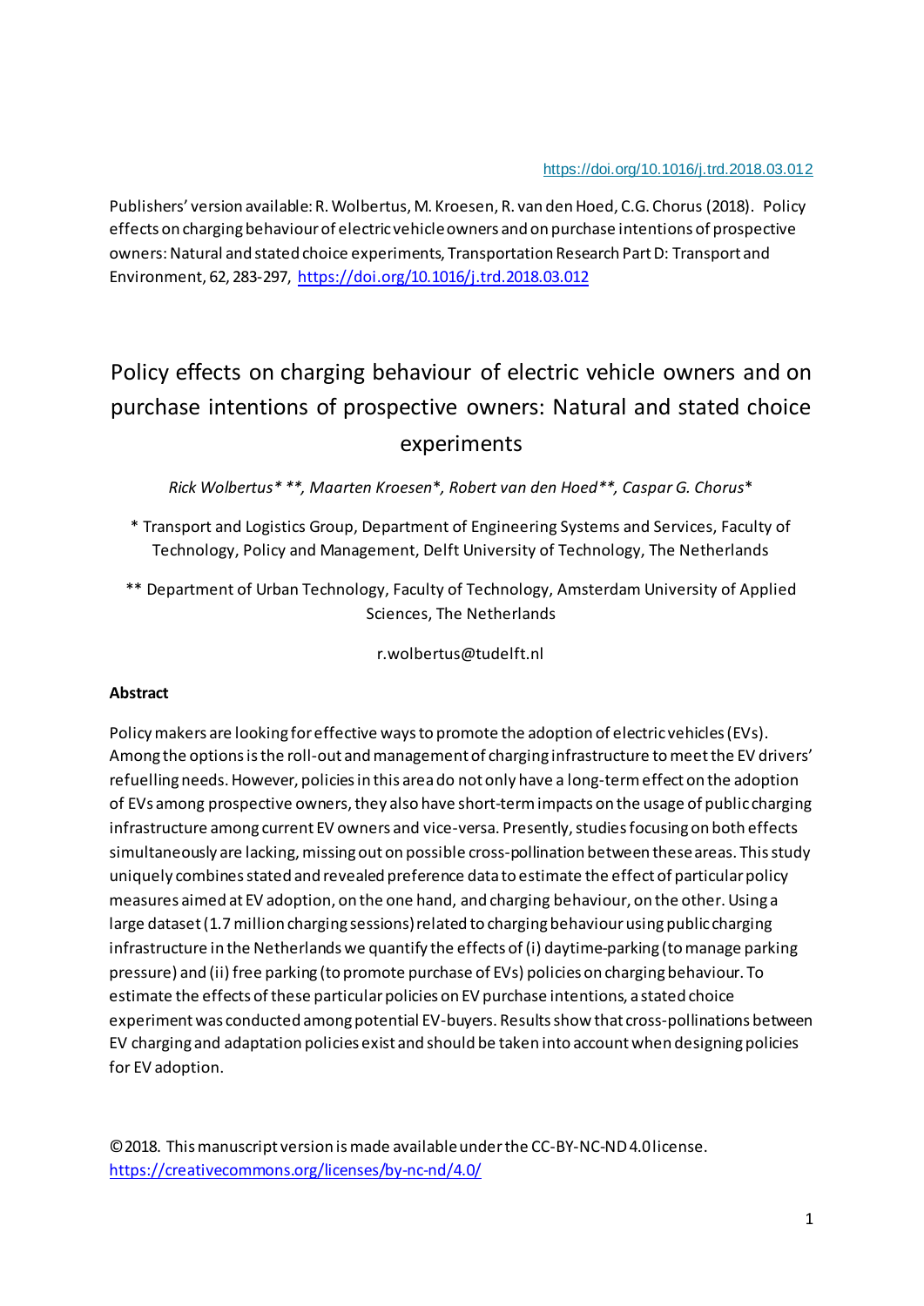https://doi.org/10.1016/j.trd.2018.03.012

Publishers' version available: R. Wolbertus, M. Kroesen, R. van den Hoed, C.G. Chorus (2018). Policy effects on charging behaviour of electric vehicle owners and on purchase intentions of prospective owners: Natural and stated choice experiments, Transportation Research Part D: Transport and Environment, 62, 283-297, https://doi.org/10.1016/j.trd.2018.03.012

# Policy effects on charging behaviour of electric vehicle owners and on purchase intentions of prospective owners: Natural and stated choice experiments

*Rick Wolbertus* \*\*, Maarten Kroesen*, Robert van den Hoed\*\*, Caspar G. Chorus**\*

\* Transport and Logistics Group, Department of Engineering Systems and Services, Faculty of Technology, Policy and Management, Delft University of Technology, The Netherlands

\*\* Department of Urban Technology, Faculty of Technology, Amsterdam University of Applied Sciences, The Netherlands

r.wolbertus@tudelft.nl

**Abstract**

Policy makers are looking for effective ways to promote the adoption of electric vehicles (EVs). Among the options is the roll-out and management of charging infrastructure to meet the EV drivers' refuelling needs. However, policies in this area do not only have a long-term effect on the adoption of EVs among prospective owners, they also have short-term impacts on the usage of public charging infrastructure among current EV owners and vice-versa. Presently, studies focusing on both effects simultaneously are lacking, missing out on possible cross-pollination between these areas. This study uniquely combines stated and revealed preference data to estimate the effect of particular policy measures aimed at EV adoption, on the one hand, and charging behaviour, on the other. Using a large dataset (1.7 million charging sessions) related to charging behaviour using public charging infrastructure in the Netherlands we quantify the effects of (i) daytime-parking (to manage parking pressure) and (ii) free parking (to promote purchase of EVs) policies on charging behaviour. To estimate the effects of these particular policies on EV purchase intentions, a stated choice experiment was conducted among potential EV-buyers. Results show that cross-pollinations between EV charging and adaptation policies exist and should be taken into account when designing policies for EV adoption.

©2018. This manuscript version is made available under the CC-BY-NC-ND 4.0 license. https://creativecommons.org/licenses/by-nc-nd/4.0/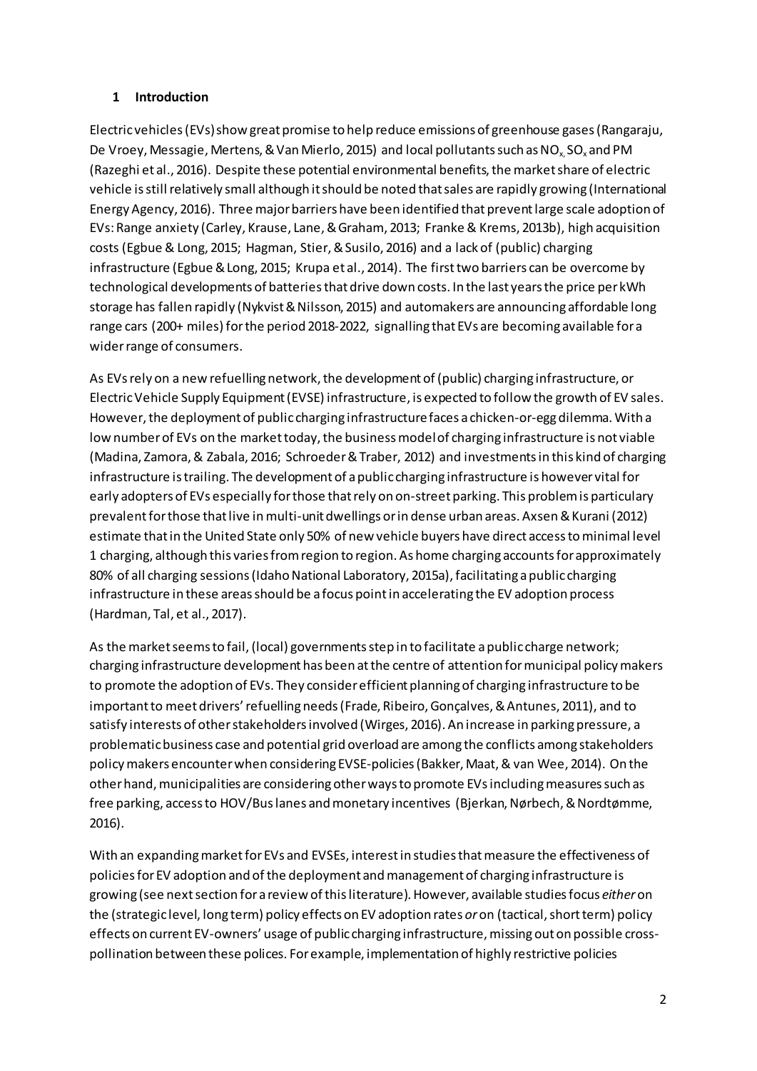## 1 Introduction

Electric vehicles (EVs) show great promise to help reduce emissions of greenhouse gases (Rangaraju, De Vroey, Messagie, Mertens, & Van Mierlo, 2015) and local pollutants such as $NO_x$, $SO_x$ and PM (Razeghi et al., 2016). Despite these potential environmental benefits, the market share of electric vehicle is still relatively small although it should be noted that sales are rapidly growing (International Energy Agency, 2016). Three major barriers have been identified that prevent large scale adoption of EVs: Range anxiety (Carley, Krause, Lane, & Graham, 2013; Franke & Krems, 2013b), high acquisition costs (Egbue & Long, 2015; Hagman, Stier, & Susilo, 2016) and a lack of (public) charging infrastructure (Egbue & Long, 2015; Krupa et al., 2014). The first two barriers can be overcome by technological developments of batteries that drive down costs. In the last years the price per kWh storage has fallen rapidly (Nykvist & Nilsson, 2015) and automakers are announcing affordable long range cars (200+ miles) for the period 2018-2022, signalling that EVs are becoming available for a wider range of consumers.

As EVs rely on a new refuelling network, the development of (public) charging infrastructure, or Electric Vehicle Supply Equipment (EVSE) infrastructure, is expected to follow the growth of EV sales. However, the deployment of public charging infrastructure faces a chicken-or-egg dilemma. With a low number of EVs on the market today, the business model of charging infrastructure is not viable (Madina, Zamora, & Zabala, 2016; Schroeder & Traber, 2012) and investments in this kind of charging infrastructure is trailing. The development of a public charging infrastructure is however vital for early adopters of EVs especially for those that rely on on-street parking. This problem is particulary prevalent for those that live in multi-unit dwellings or in dense urban areas. Axsen & Kurani (2012) estimate that in the United State only 50% of new vehicle buyers have direct access to minimal level 1 charging, although this varies from region to region. As home charging accounts for approximately 80% of all charging sessions (Idaho National Laboratory, 2015a), facilitating a public charging infrastructure in these areas should be a focus point in accelerating the EV adoption process (Hardman, Tal, et al., 2017).

As the market seems to fail, (local) governments step in to facilitate a public charge network; charging infrastructure development has been at the centre of attention for municipal policy makers to promote the adoption of EVs. They consider efficient planning of charging infrastructure to be important to meet drivers' refuelling needs (Frade, Ribeiro, Gonçalves, & Antunes, 2011), and to satisfy interests of other stakeholders involved (Wirges, 2016). An increase in parking pressure, a problematic business case and potential grid overload are among the conflicts among stakeholders policy makers encounter when considering EVSE-policies (Bakker, Maat, & van Wee, 2014). On the other hand, municipalities are considering other ways to promote EVs including measures such as free parking, access to HOV/Bus lanes and monetary incentives (Bjerkan, Nørbech, & Nordtømme, 2016).

With an expanding market for EVs and EVSEs, interest in studies that measure the effectiveness of policies for EV adoption and of the deployment and management of charging infrastructure is growing (see next section for a review of this literature). However, available studies focus *either* on the (strategic level, long term) policy effects on EV adoption rates *or* on (tactical, short term) policy effects on current EV-owners' usage of public charging infrastructure, missing out on possible cross-pollination between these polices. For example, implementation of highly restrictive policies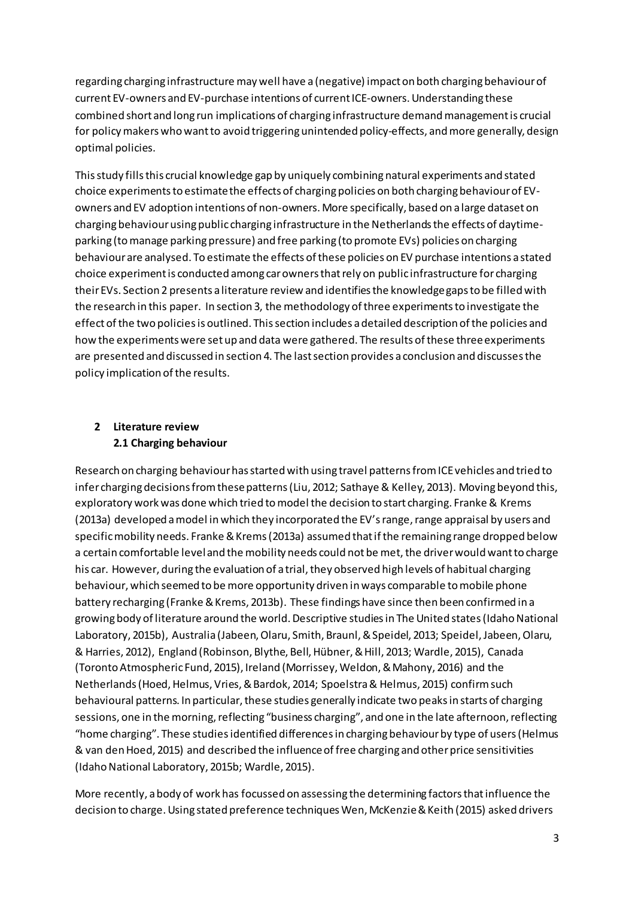regarding charging infrastructure may well have a (negative) impact on both charging behaviour of current EV-owners and EV-purchase intentions of current ICE-owners. Understanding these combined short and long run implications of charging infrastructure demand management is crucial for policy makers who want to avoid triggering unintended policy-effects, and more generally, design optimal policies.

This study fills this crucial knowledge gap by uniquely combining natural experiments and stated choice experiments to estimate the effects of charging policies on both charging behaviour of EV-owners and EV adoption intentions of non-owners. More specifically, based on a large dataset on charging behaviour using public charging infrastructure in the Netherlands the effects of daytime-parking (to manage parking pressure) and free parking (to promote EVs) policies on charging behaviour are analysed. To estimate the effects of these policies on EV purchase intentions a stated choice experiment is conducted among car owners that rely on public infrastructure for charging their EVs. Section 2 presents a literature review and identifies the knowledge gaps to be filled with the research in this paper. In section 3, the methodology of three experiments to investigate the effect of the two policies is outlined. This section includes a detailed description of the policies and how the experiments were set up and data were gathered. The results of these three experiments are presented and discussed in section 4. The last section provides a conclusion and discusses the policy implication of the results.

## 2 Literature review

### 2.1 Charging behaviour

Research on charging behaviour has started with using travel patterns from ICE vehicles and tried to infer charging decisions from these patterns (Liu, 2012; Sathaye & Kelley, 2013). Moving beyond this, exploratory work was done which tried to model the decision to start charging. Franke & Krems (2013a) developed a model in which they incorporated the EV's range, range appraisal by users and specific mobility needs. Franke & Krems (2013a) assumed that if the remaining range dropped below a certain comfortable level and the mobility needs could not be met, the driver would want to charge his car. However, during the evaluation of a trial, they observed high levels of habitual charging behaviour, which seemed to be more opportunity driven in ways comparable to mobile phone battery recharging (Franke & Krems, 2013b). These findings have since then been confirmed in a growing body of literature around the world. Descriptive studies in The United states (Idaho National Laboratory, 2015b), Australia (Jabeen, Olaru, Smith, Braunl, & Speidel, 2013; Speidel, Jabeen, Olaru, & Harries, 2012), England (Robinson, Blythe, Bell, Hübner, & Hill, 2013; Wardle, 2015), Canada (Toronto Atmospheric Fund, 2015), Ireland (Morrissey, Weldon, & Mahony, 2016) and the Netherlands (Hoed, Helmus, Vries, & Bardok, 2014; Spoelstra & Helmus, 2015) confirm such behavioural patterns. In particular, these studies generally indicate two peaks in starts of charging sessions, one in the morning, reflecting "business charging", and one in the late afternoon, reflecting "home charging". These studies identified differences in charging behaviour by type of users (Helmus & van den Hoed, 2015) and described the influence of free charging and other price sensitivities (Idaho National Laboratory, 2015b; Wardle, 2015).

More recently, a body of work has focussed on assessing the determining factors that influence the decision to charge. Using stated preference techniques Wen, McKenzie & Keith (2015) asked drivers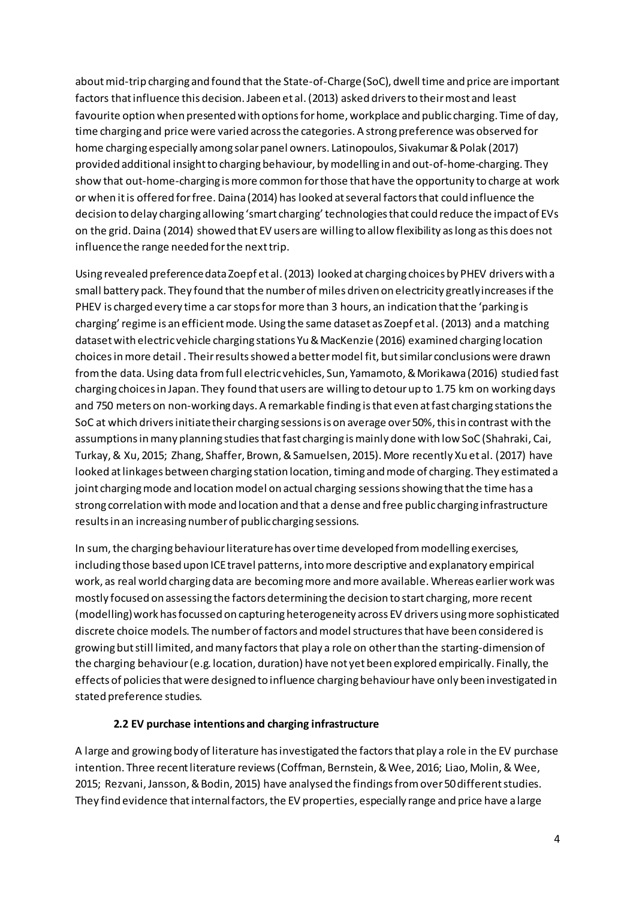about mid-trip charging and found that the State-of-Charge (SoC), dwell time and price are important factors that influence this decision. Jabeen et al. (2013) asked drivers to their most and least favourite option when presented with options for home, workplace and public charging. Time of day, time charging and price were varied across the categories. A strong preference was observed for home charging especially among solar panel owners. Latinopoulos, Sivakumar & Polak (2017) provided additional insight to charging behaviour, by modelling in and out-of-home-charging. They show that out-home-charging is more common for those that have the opportunity to charge at work or when it is offered for free. Daina (2014) has looked at several factors that could influence the decision to delay charging allowing 'smart charging' technologies that could reduce the impact of EVs on the grid. Daina (2014) showed that EV users are willing to allow flexibility as long as this does not influence the range needed for the next trip.

Using revealed preference data Zoepf et al. (2013) looked at charging choices by PHEV drivers with a small battery pack. They found that the number of miles driven on electricity greatly increases if the PHEV is charged every time a car stops for more than 3 hours, an indication that the 'parking is charging' regime is an efficient mode. Using the same dataset as Zoepf et al. (2013) and a matching dataset with electric vehicle charging stations Yu & MacKenzie (2016) examined charging location choices in more detail . Their results showed a better model fit, but similar conclusions were drawn from the data. Using data from full electric vehicles, Sun, Yamamoto, & Morikawa (2016) studied fast charging choices in Japan. They found that users are willing to detour up to 1.75 km on working days and 750 meters on non-working days. A remarkable finding is that even at fast charging stations the SoC at which drivers initiate their charging sessions is on average over 50%, this in contrast with the assumptions in many planning studies that fast charging is mainly done with low SoC (Shahraki, Cai, Turkay, & Xu, 2015; Zhang, Shaffer, Brown, & Samuelsen, 2015). More recently Xu et al. (2017) have looked at linkages between charging station location, timing and mode of charging. They estimated a joint charging mode and location model on actual charging sessions showing that the time has a strong correlation with mode and location and that a dense and free public charging infrastructure results in an increasing number of public charging sessions.

In sum, the charging behaviour literature has over time developed from modelling exercises, including those based upon ICE travel patterns, into more descriptive and explanatory empirical work, as real world charging data are becoming more and more available. Whereas earlier work was mostly focused on assessing the factors determining the decision to start charging, more recent (modelling) work has focussed on capturing heterogeneity across EV drivers using more sophisticated discrete choice models. The number of factors and model structures that have been considered is growing but still limited, and many factors that play a role on other than the starting-dimension of the charging behaviour (e.g. location, duration) have not yet been explored empirically. Finally, the effects of policies that were designed to influence charging behaviour have only been investigated in stated preference studies.

### 2.2 EV purchase intentions and charging infrastructure

A large and growing body of literature has investigated the factors that play a role in the EV purchase intention. Three recent literature reviews (Coffman, Bernstein, & Wee, 2016; Liao, Molin, & Wee, 2015; Rezvani, Jansson, & Bodin, 2015) have analysed the findings from over 50 different studies. They find evidence that internal factors, the EV properties, especially range and price have a large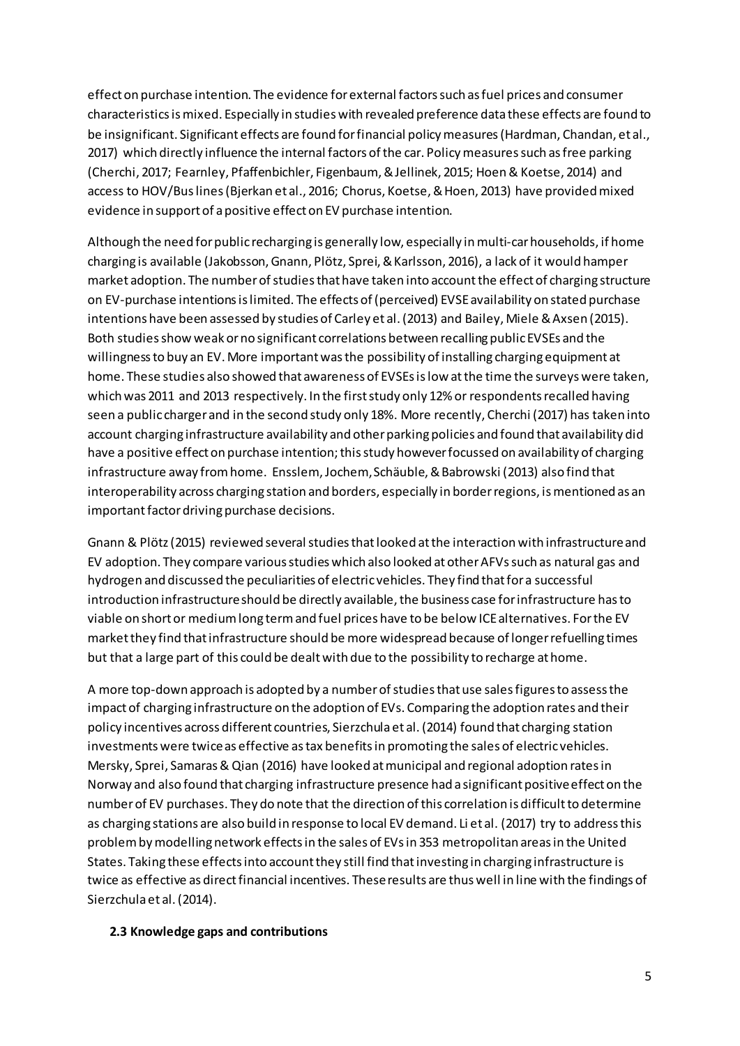effect on purchase intention. The evidence for external factors such as fuel prices and consumer characteristics is mixed. Especially in studies with revealed preference data these effects are found to be insignificant. Significant effects are found for financial policy measures (Hardman, Chandan, et al., 2017) which directly influence the internal factors of the car. Policy measures such as free parking (Cherchi, 2017; Fearnley, Pfaffenbichler, Figenbaum, & Jellinek, 2015; Hoen & Koetse, 2014) and access to HOV/Bus lines (Bjerkan et al., 2016; Chorus, Koetse, & Hoen, 2013) have provided mixed evidence in support of a positive effect on EV purchase intention.

Although the need for public recharging is generally low, especially in multi-car households, if home charging is available (Jakobsson, Gnann, Plötz, Sprei, & Karlsson, 2016), a lack of it would hamper market adoption. The number of studies that have taken into account the effect of charging structure on EV-purchase intentions is limited. The effects of (perceived) EVSE availability on stated purchase intentions have been assessed by studies of Carley et al. (2013) and Bailey, Miele & Axsen (2015). Both studies show weak or no significant correlations between recalling public EVSEs and the willingness to buy an EV. More important was the possibility of installing charging equipment at home. These studies also showed that awareness of EVSEs is low at the time the surveys were taken, which was 2011 and 2013 respectively. In the first study only 12% or respondents recalled having seen a public charger and in the second study only 18%. More recently, Cherchi (2017) has taken into account charging infrastructure availability and other parking policies and found that availability did have a positive effect on purchase intention; this study however focussed on availability of charging infrastructure away from home. Ensslem, Jochem, Schäuble, & Babrowski (2013) also find that interoperability across charging station and borders, especially in border regions, is mentioned as an important factor driving purchase decisions.

Gnann & Plötz (2015) reviewed several studies that looked at the interaction with infrastructure and EV adoption. They compare various studies which also looked at other AFVs such as natural gas and hydrogen and discussed the peculiarities of electric vehicles. They find that for a successful introduction infrastructure should be directly available, the business case for infrastructure has to viable on short or medium long term and fuel prices have to be below ICE alternatives. For the EV market they find that infrastructure should be more widespread because of longer refuelling times but that a large part of this could be dealt with due to the possibility to recharge at home.

A more top-down approach is adopted by a number of studies that use sales figures to assess the impact of charging infrastructure on the adoption of EVs. Comparing the adoption rates and their policy incentives across different countries, Sierzchula et al. (2014) found that charging station investments were twice as effective as tax benefits in promoting the sales of electric vehicles. Mersky, Sprei, Samaras & Qian (2016) have looked at municipal and regional adoption rates in Norway and also found that charging infrastructure presence had a significant positive effect on the number of EV purchases. They do note that the direction of this correlation is difficult to determine as charging stations are also build in response to local EV demand. Li et al. (2017) try to address this problem by modelling network effects in the sales of EVs in 353 metropolitan areas in the United States. Taking these effects into account they still find that investing in charging infrastructure is twice as effective as direct financial incentives. These results are thus well in line with the findings of Sierzchula et al. (2014).

### 2.3 Knowledge gaps and contributions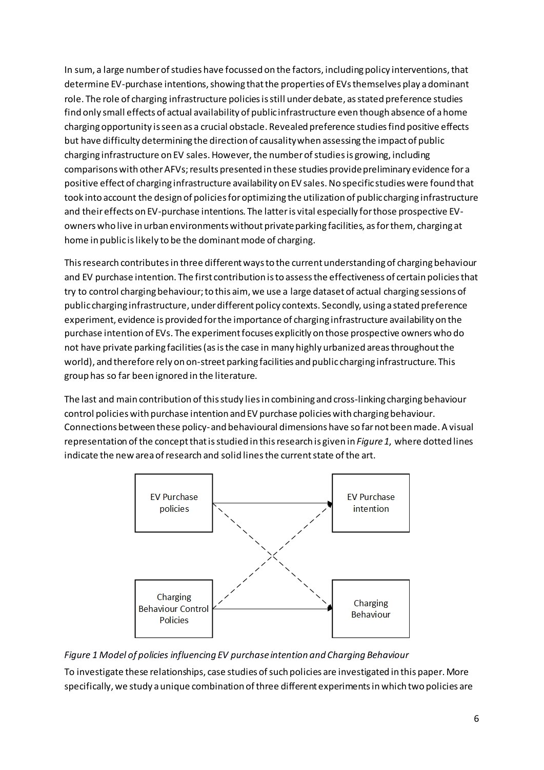In sum, a large number of studies have focussed on the factors, including policy interventions, that determine EV-purchase intentions, showing that the properties of EVs themselves play a dominant role. The role of charging infrastructure policies is still under debate, as stated preference studies find only small effects of actual availability of public infrastructure even though absence of a home charging opportunity is seen as a crucial obstacle. Revealed preference studies find positive effects but have difficulty determining the direction of causality when assessing the impact of public charging infrastructure on EV sales. However, the number of studies is growing, including comparisons with other AFVs; results presented in these studies provide preliminary evidence for a positive effect of charging infrastructure availability on EV sales. No specific studies were found that took into account the design of policies for optimizing the utilization of public charging infrastructure and their effects on EV-purchase intentions. The latter is vital especially for those prospective EV-owners who live in urban environments without private parking facilities, as for them, charging at home in public is likely to be the dominant mode of charging.

This research contributes in three different ways to the current understanding of charging behaviour and EV purchase intention. The first contribution is to assess the effectiveness of certain policies that try to control charging behaviour; to this aim, we use a large dataset of actual charging sessions of public charging infrastructure, under different policy contexts. Secondly, using a stated preference experiment, evidence is provided for the importance of charging infrastructure availability on the purchase intention of EVs. The experiment focuses explicitly on those prospective owners who do not have private parking facilities (as is the case in many highly urbanized areas throughout the world), and therefore rely on on-street parking facilities and public charging infrastructure. This group has so far been ignored in the literature.

The last and main contribution of this study lies in combining and cross-linking charging behaviour control policies with purchase intention and EV purchase policies with charging behaviour. Connections between these policy- and behavioural dimensions have so far not been made. A visual representation of the concept that is studied in this research is given in *Figure 1*, where dotted lines indicate the new area of research and solid lines the current state of the art.

EV Purchase policies

EV Purchase intention

Charging Behaviour Control Policies

Charging Behaviour

*Figure 1 Model of policies influencing EV purchase intention and Charging Behaviour*

To investigate these relationships, case studies of such policies are investigated in this paper. More specifically, we study a unique combination of three different experiments in which two policies are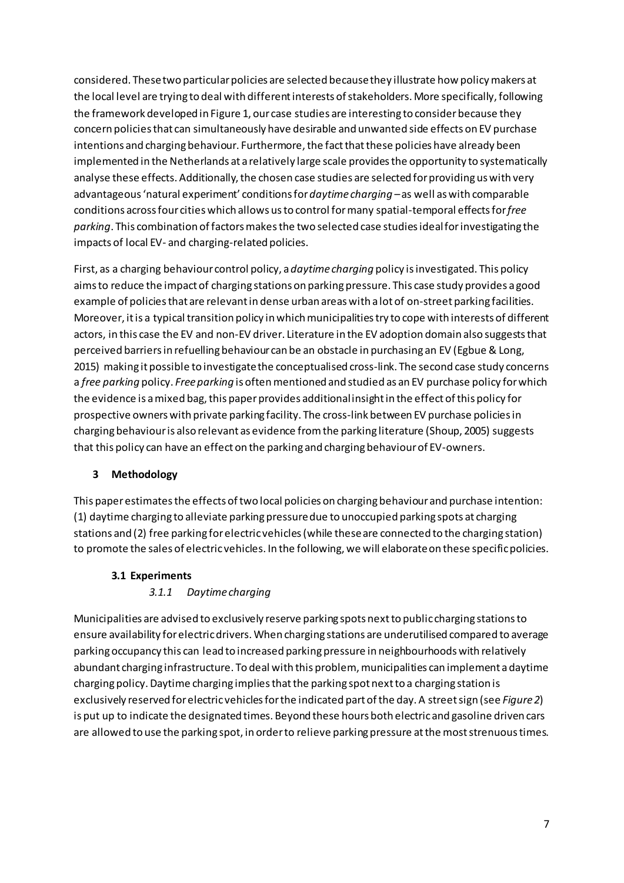considered. These two particular policies are selected because they illustrate how policy makers at the local level are trying to deal with different interests of stakeholders. More specifically, following the framework developed in Figure 1, our case studies are interesting to consider because they concern policies that can simultaneously have desirable and unwanted side effects on EV purchase intentions and charging behaviour. Furthermore, the fact that these policies have already been implemented in the Netherlands at a relatively large scale provides the opportunity to systematically analyse these effects. Additionally, the chosen case studies are selected for providing us with very advantageous 'natural experiment' conditions for *daytime charging* – as well as with comparable conditions across four cities which allows us to control for many spatial-temporal effects for *free parking*. This combination of factors makes the two selected case studies ideal for investigating the impacts of local EV- and charging-related policies.

First, as a charging behaviour control policy, a *daytime charging* policy is investigated. This policy aims to reduce the impact of charging stations on parking pressure. This case study provides a good example of policies that are relevant in dense urban areas with a lot of on-street parking facilities. Moreover, it is a typical transition policy in which municipalities try to cope with interests of different actors, in this case the EV and non-EV driver. Literature in the EV adoption domain also suggests that perceived barriers in refuelling behaviour can be an obstacle in purchasing an EV (Egbue & Long, 2015) making it possible to investigate the conceptualised cross-link. The second case study concerns a *free parking* policy. *Free parking* is often mentioned and studied as an EV purchase policy for which the evidence is a mixed bag, this paper provides additional insight in the effect of this policy for prospective owners with private parking facility. The cross-link between EV purchase policies in charging behaviour is also relevant as evidence from the parking literature (Shoup, 2005) suggests that this policy can have an effect on the parking and charging behaviour of EV-owners.

## 3 Methodology

This paper estimates the effects of two local policies on charging behaviour and purchase intention: (1) daytime charging to alleviate parking pressure due to unoccupied parking spots at charging stations and (2) free parking for electric vehicles (while these are connected to the charging station) to promote the sales of electric vehicles. In the following, we will elaborate on these specific policies.

### 3.1 Experiments

#### *3.1.1 Daytime charging*

Municipalities are advised to exclusively reserve parking spots next to public charging stations to ensure availability for electric drivers. When charging stations are underutilised compared to average parking occupancy this can lead to increased parking pressure in neighbourhoods with relatively abundant charging infrastructure. To deal with this problem, municipalities can implement a daytime charging policy. Daytime charging implies that the parking spot next to a charging station is exclusively reserved for electric vehicles for the indicated part of the day. A street sign (see *Figure 2*) is put up to indicate the designated times. Beyond these hours both electric and gasoline driven cars are allowed to use the parking spot, in order to relieve parking pressure at the most strenuous times.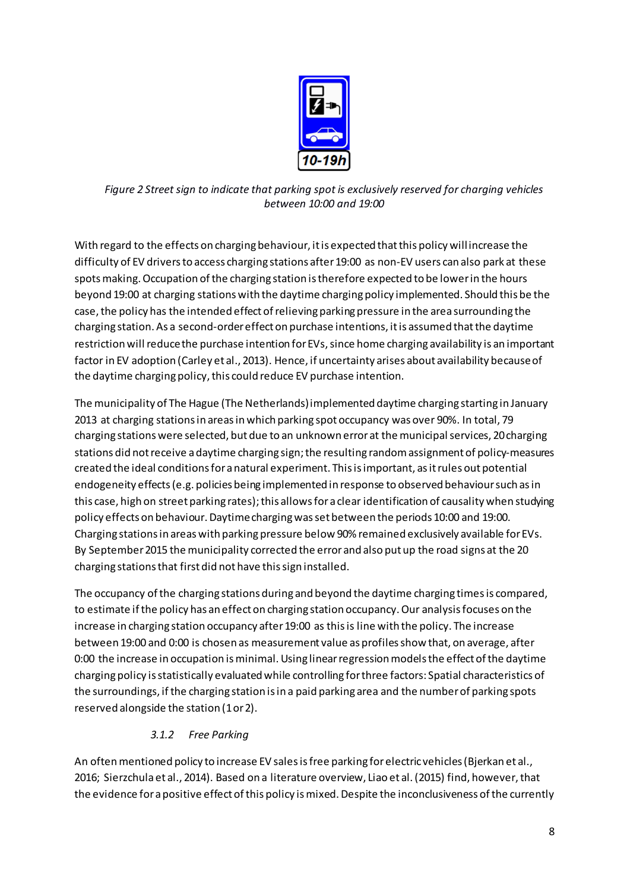*Figure 2 Street sign to indicate that parking spot is exclusively reserved for charging vehicles between 10:00 and 19:00*

With regard to the effects on charging behaviour, it is expected that this policy will increase the difficulty of EV drivers to access charging stations after 19:00 as non-EV users can also park at these spots making. Occupation of the charging station is therefore expected to be lower in the hours beyond 19:00 at charging stations with the daytime charging policy implemented. Should this be the case, the policy has the intended effect of relieving parking pressure in the area surrounding the charging station. As a second-order effect on purchase intentions, it is assumed that the daytime restriction will reduce the purchase intention for EVs, since home charging availability is an important factor in EV adoption (Carley et al., 2013). Hence, if uncertainty arises about availability because of the daytime charging policy, this could reduce EV purchase intention.

The municipality of The Hague (The Netherlands) implemented daytime charging starting in January 2013 at charging stations in areas in which parking spot occupancy was over 90%. In total, 79 charging stations were selected, but due to an unknown error at the municipal services, 20 charging stations did not receive a daytime charging sign; the resulting random assignment of policy-measures created the ideal conditions for a natural experiment. This is important, as it rules out potential endogeneity effects (e.g. policies being implemented in response to observed behaviour such as in this case, high on street parking rates); this allows for a clear identification of causality when studying policy effects on behaviour. Daytime charging was set between the periods 10:00 and 19:00. Charging stations in areas with parking pressure below 90% remained exclusively available for EVs. By September 2015 the municipality corrected the error and also put up the road signs at the 20 charging stations that first did not have this sign installed.

The occupancy of the charging stations during and beyond the daytime charging times is compared, to estimate if the policy has an effect on charging station occupancy. Our analysis focuses on the increase in charging station occupancy after 19:00 as this is line with the policy. The increase between 19:00 and 0:00 is chosen as measurement value as profiles show that, on average, after 0:00 the increase in occupation is minimal. Using linear regression models the effect of the daytime charging policy is statistically evaluated while controlling for three factors: Spatial characteristics of the surroundings, if the charging station is in a paid parking area and the number of parking spots reserved alongside the station (1 or 2).

#### *3.1.2 Free Parking*

An often mentioned policy to increase EV sales is free parking for electric vehicles (Bjerkan et al., 2016; Sierzchula et al., 2014). Based on a literature overview, Liao et al. (2015) find, however, that the evidence for a positive effect of this policy is mixed. Despite the inconclusiveness of the currently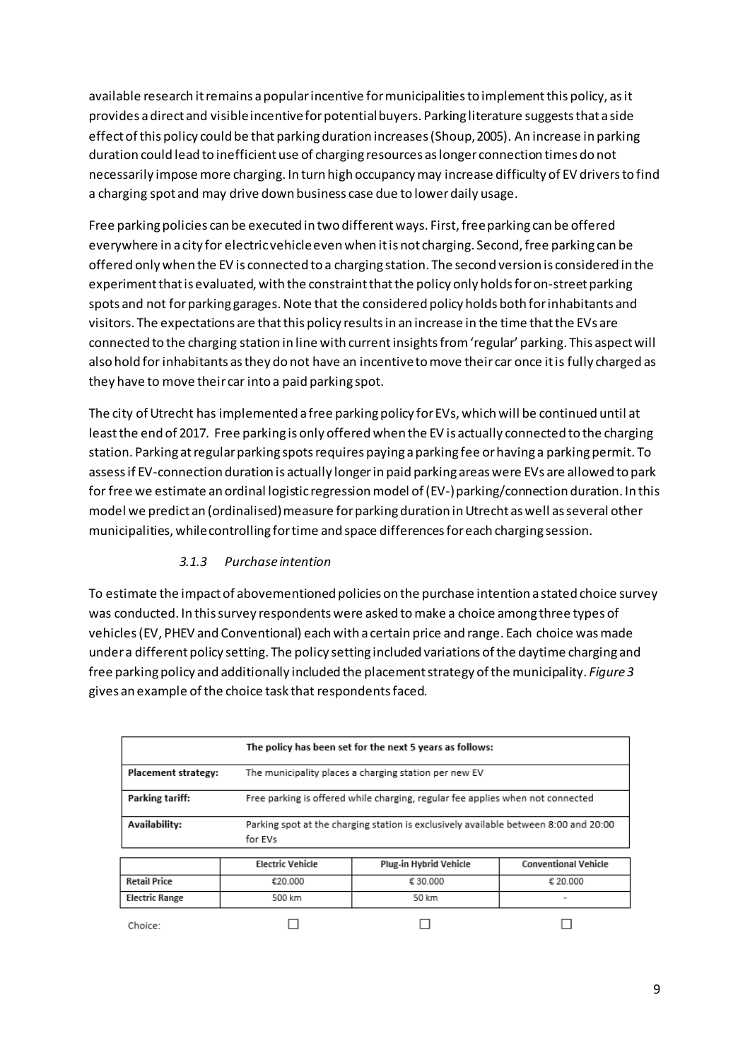available research it remains a popular incentive for municipalities to implement this policy, as it provides a direct and visible incentive for potential buyers. Parking literature suggests that a side effect of this policy could be that parking duration increases (Shoup, 2005). An increase in parking duration could lead to inefficient use of charging resources as longer connection times do not necessarily impose more charging. In turn high occupancy may increase difficulty of EV drivers to find a charging spot and may drive down business case due to lower daily usage.

Free parking policies can be executed in two different ways. First, free parking can be offered everywhere in a city for electric vehicle even when it is not charging. Second, free parking can be offered only when the EV is connected to a charging station. The second version is considered in the experiment that is evaluated, with the constraint that the policy only holds for on-street parking spots and not for parking garages. Note that the considered policy holds both for inhabitants and visitors. The expectations are that this policy results in an increase in the time that the EVs are connected to the charging station in line with current insights from 'regular' parking. This aspect will also hold for inhabitants as they do not have an incentive to move their car once it is fully charged as they have to move their car into a paid parking spot.

The city of Utrecht has implemented a free parking policy for EVs, which will be continued until at least the end of 2017. Free parking is only offered when the EV is actually connected to the charging station. Parking at regular parking spots requires paying a parking fee or having a parking permit. To assess if EV-connection duration is actually longer in paid parking areas were EVs are allowed to park for free we estimate an ordinal logistic regression model of (EV-) parking/connection duration. In this model we predict an (ordinalised) measure for parking duration in Utrecht as well as several other municipalities, while controlling for time and space differences for each charging session.

### *3.1.3 Purchase intention*

To estimate the impact of abovementioned policies on the purchase intention a stated choice survey was conducted. In this survey respondents were asked to make a choice among three types of vehicles (EV, PHEV and Conventional) each with a certain price and range. Each choice was made under a different policy setting. The policy setting included variations of the daytime charging and free parking policy and additionally included the placement strategy of the municipality. *Figure 3* gives an example of the choice task that respondents faced.

| The policy has been set for the next 5 years as follows: | |
|---|---|
| **Placement strategy:** | The municipality places a charging station per new EV |
| **Parking tariff:** | Free parking is offered while charging, regular fee applies when not connected |
| **Availability:** | Parking spot at the charging station is exclusively available between 8:00 and 20:00 for EVs |

| | Electric Vehicle | Plug-in Hybrid Vehicle | Conventional Vehicle |
|---|---|---|---|
| Retail Price | €20.000 | € 30.000 | € 20.000 |
| Electric Range | 500 km | 50 km | - |
| Choice: | ☐ | ☐ | ☐ |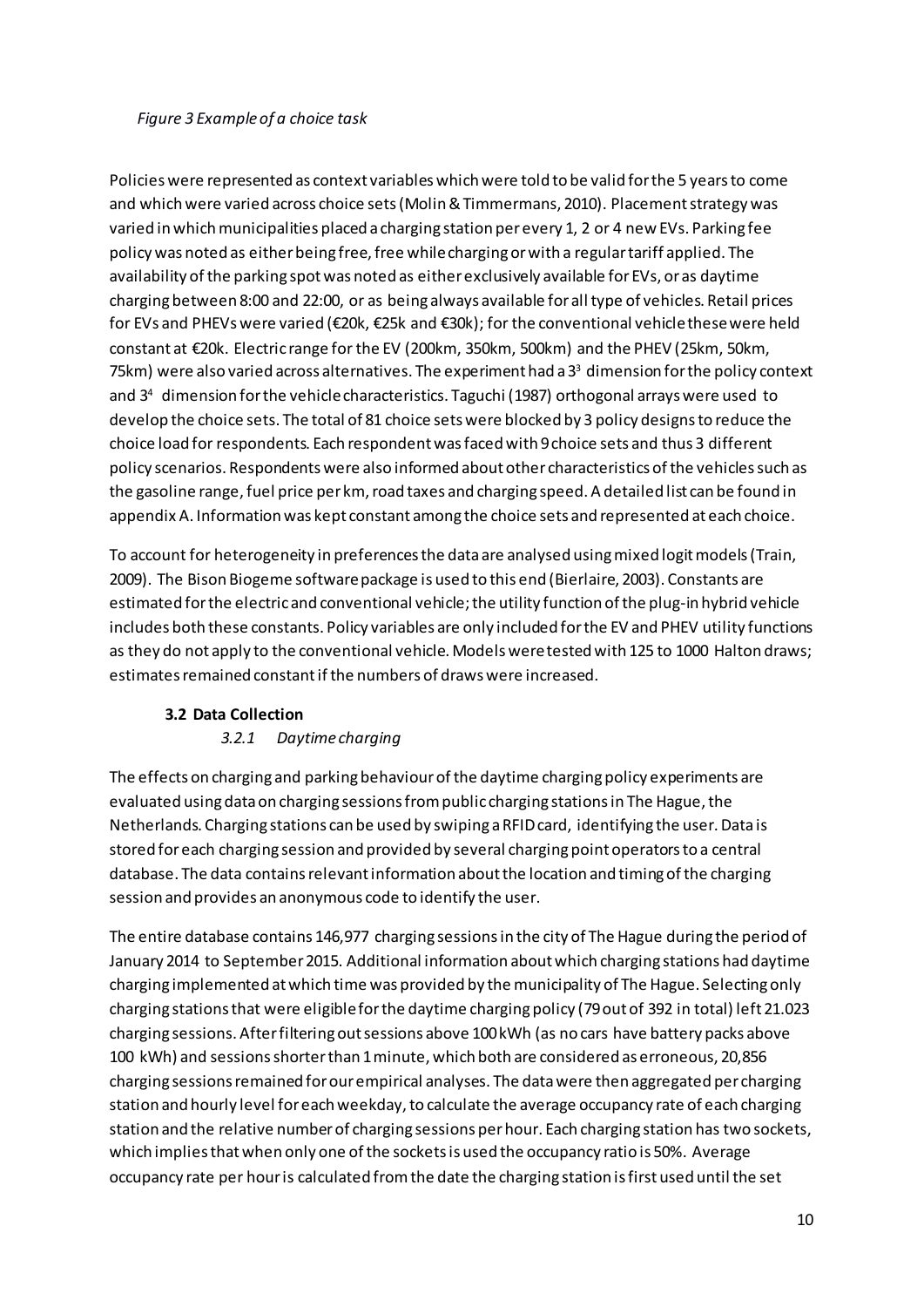*Figure 3 Example of a choice task*

Policies were represented as context variables which were told to be valid for the 5 years to come and which were varied across choice sets (Molin & Timmermans, 2010). Placement strategy was varied in which municipalities placed a charging station per every 1, 2 or 4 new EVs. Parking fee policy was noted as either being free, free while charging or with a regular tariff applied. The availability of the parking spot was noted as either exclusively available for EVs, or as daytime charging between 8:00 and 22:00, or as being always available for all type of vehicles. Retail prices for EVs and PHEVs were varied (€20k, €25k and €30k); for the conventional vehicle these were held constant at €20k. Electric range for the EV (200km, 350km, 500km) and the PHEV (25km, 50km, 75km) were also varied across alternatives. The experiment had a $3^3$ dimension for the policy context and $3^4$ dimension for the vehicle characteristics. Taguchi (1987) orthogonal arrays were used to develop the choice sets. The total of 81 choice sets were blocked by 3 policy designs to reduce the choice load for respondents. Each respondent was faced with 9 choice sets and thus 3 different policy scenarios. Respondents were also informed about other characteristics of the vehicles such as the gasoline range, fuel price per km, road taxes and charging speed. A detailed list can be found in appendix A. Information was kept constant among the choice sets and represented at each choice.

To account for heterogeneity in preferences the data are analysed using mixed logit models (Train, 2009). The Bison Biogeme software package is used to this end (Bierlaire, 2003). Constants are estimated for the electric and conventional vehicle; the utility function of the plug-in hybrid vehicle includes both these constants. Policy variables are only included for the EV and PHEV utility functions as they do not apply to the conventional vehicle. Models were tested with 125 to 1000 Halton draws; estimates remained constant if the numbers of draws were increased.

### 3.2 Data Collection

#### *3.2.1 Daytime charging*

The effects on charging and parking behaviour of the daytime charging policy experiments are evaluated using data on charging sessions from public charging stations in The Hague, the Netherlands. Charging stations can be used by swiping a RFID card, identifying the user. Data is stored for each charging session and provided by several charging point operators to a central database. The data contains relevant information about the location and timing of the charging session and provides an anonymous code to identify the user.

The entire database contains 146,977 charging sessions in the city of The Hague during the period of January 2014 to September 2015. Additional information about which charging stations had daytime charging implemented at which time was provided by the municipality of The Hague. Selecting only charging stations that were eligible for the daytime charging policy (79 out of 392 in total) left 21.023 charging sessions. After filtering out sessions above 100 kWh (as no cars have battery packs above 100 kWh) and sessions shorter than 1 minute, which both are considered as erroneous, 20,856 charging sessions remained for our empirical analyses. The data were then aggregated per charging station and hourly level for each weekday, to calculate the average occupancy rate of each charging station and the relative number of charging sessions per hour. Each charging station has two sockets, which implies that when only one of the sockets is used the occupancy ratio is 50%. Average occupancy rate per hour is calculated from the date the charging station is first used until the set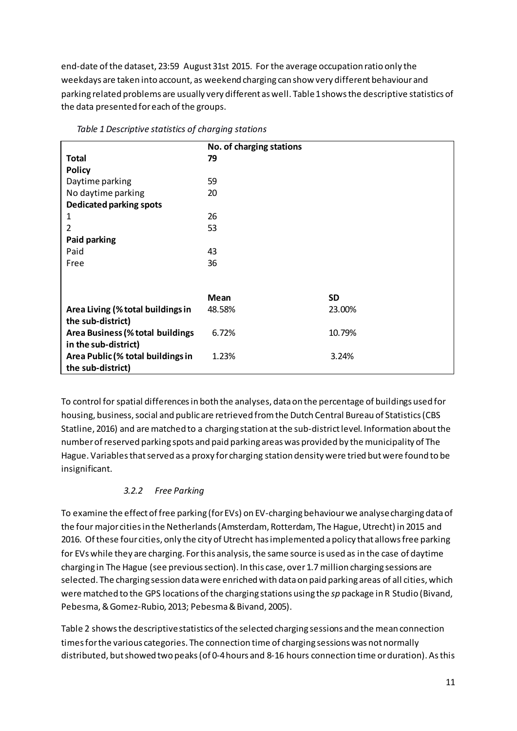end-date of the dataset, 23:59 August 31st 2015. For the average occupation ratio only the weekdays are taken into account, as weekend charging can show very different behaviour and parking related problems are usually very different as well. Table 1 shows the descriptive statistics of the data presented for each of the groups.

*Table 1 Descriptive statistics of charging stations*

| | No. of charging stations | |
|---|---|---|
| **Total** | **79** | |
| **Policy** | | |
| Daytime parking | 59 | |
| No daytime parking | 20 | |
| **Dedicated parking spots** | | |
| 1 | 26 | |
| 2 | 53 | |
| **Paid parking** | | |
| Paid | 43 | |
| Free | 36 | |
| | | |
| | **Mean** | **SD** |
| **Area Living (% total buildings in the sub-district)** | 48.58% | 23.00% |
| **Area Business (% total buildings in the sub-district)** | 6.72% | 10.79% |
| **Area Public (% total buildings in the sub-district)** | 1.23% | 3.24% |

To control for spatial differences in both the analyses, data on the percentage of buildings used for housing, business, social and public are retrieved from the Dutch Central Bureau of Statistics (CBS Statline, 2016) and are matched to a charging station at the sub-district level. Information about the number of reserved parking spots and paid parking areas was provided by the municipality of The Hague. Variables that served as a proxy for charging station density were tried but were found to be insignificant.

### *3.2.2 Free Parking*

To examine the effect of free parking (for EVs) on EV-charging behaviour we analyse charging data of the four major cities in the Netherlands (Amsterdam, Rotterdam, The Hague, Utrecht) in 2015 and 2016. Of these four cities, only the city of Utrecht has implemented a policy that allows free parking for EVs while they are charging. For this analysis, the same source is used as in the case of daytime charging in The Hague (see previous section). In this case, over 1.7 million charging sessions are selected. The charging session data were enriched with data on paid parking areas of all cities, which were matched to the GPS locations of the charging stations using the *sp* package in R Studio (Bivand, Pebesma, & Gomez-Rubio, 2013; Pebesma & Bivand, 2005).

Table 2 shows the descriptive statistics of the selected charging sessions and the mean connection times for the various categories. The connection time of charging sessions was not normally distributed, but showed two peaks (of 0-4 hours and 8-16 hours connection time or duration). As this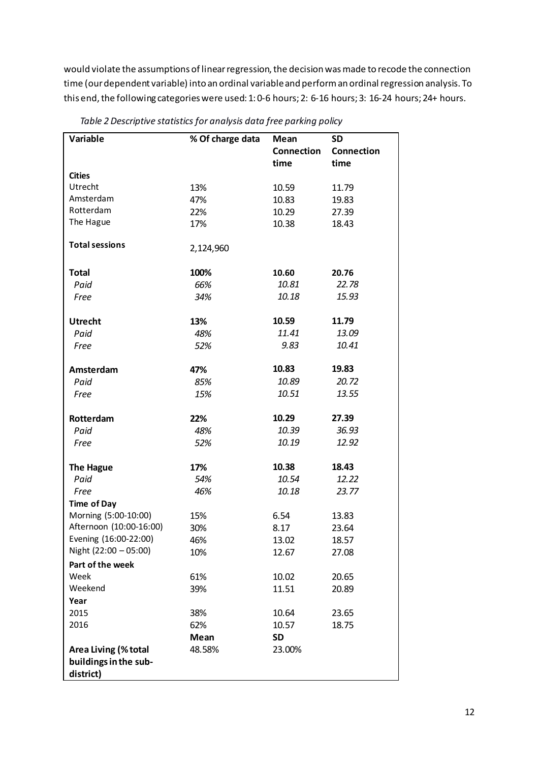would violate the assumptions of linear regression, the decision was made to recode the connection time (our dependent variable) into an ordinal variable and perform an ordinal regression analysis. To this end, the following categories were used: 1: 0-6 hours; 2: 6-16 hours; 3: 16-24 hours; 24+ hours.

*Table 2 Descriptive statistics for analysis data free parking policy*

| Variable | % Of charge data | Mean Connection time | SD Connection time |
|---|---|---|---|
| **Cities** | | | |
| Utrecht | 13% | 10.59 | 11.79 |
| Amsterdam | 47% | 10.83 | 19.83 |
| Rotterdam | 22% | 10.29 | 27.39 |
| The Hague | 17% | 10.38 | 18.43 |
| **Total sessions** | 2,124,960 | | |
| **Total** | **100%** | **10.60** | **20.76** |
| *Paid* | *66%* | *10.81* | *22.78* |
| *Free* | *34%* | *10.18* | *15.93* |
| **Utrecht** | **13%** | **10.59** | **11.79** |
| *Paid* | *48%* | *11.41* | *13.09* |
| *Free* | *52%* | *9.83* | *10.41* |
| **Amsterdam** | **47%** | **10.83** | **19.83** |
| *Paid* | *85%* | *10.89* | *20.72* |
| *Free* | *15%* | *10.51* | *13.55* |
| **Rotterdam** | **22%** | **10.29** | **27.39** |
| *Paid* | *48%* | *10.39* | *36.93* |
| *Free* | *52%* | *10.19* | *12.92* |
| **The Hague** | **17%** | **10.38** | **18.43** |
| *Paid* | *54%* | *10.54* | *12.22* |
| *Free* | *46%* | *10.18* | *23.77* |
| **Time of Day** | | | |
| Morning (5:00-10:00) | 15% | 6.54 | 13.83 |
| Afternoon (10:00-16:00) | 30% | 8.17 | 23.64 |
| Evening (16:00-22:00) | 46% | 13.02 | 18.57 |
| Night (22:00 – 05:00) | 10% | 12.67 | 27.08 |
| **Part of the week** | | | |
| Week | 61% | 10.02 | 20.65 |
| Weekend | 39% | 11.51 | 20.89 |
| **Year** | | | |
| 2015 | 38% | 10.64 | 23.65 |
| 2016 | 62% | 10.57 | 18.75 |
| | **Mean** | **SD** | |
| **Area Living (% total buildings in the sub-district)** | 48.58% | 23.00% | |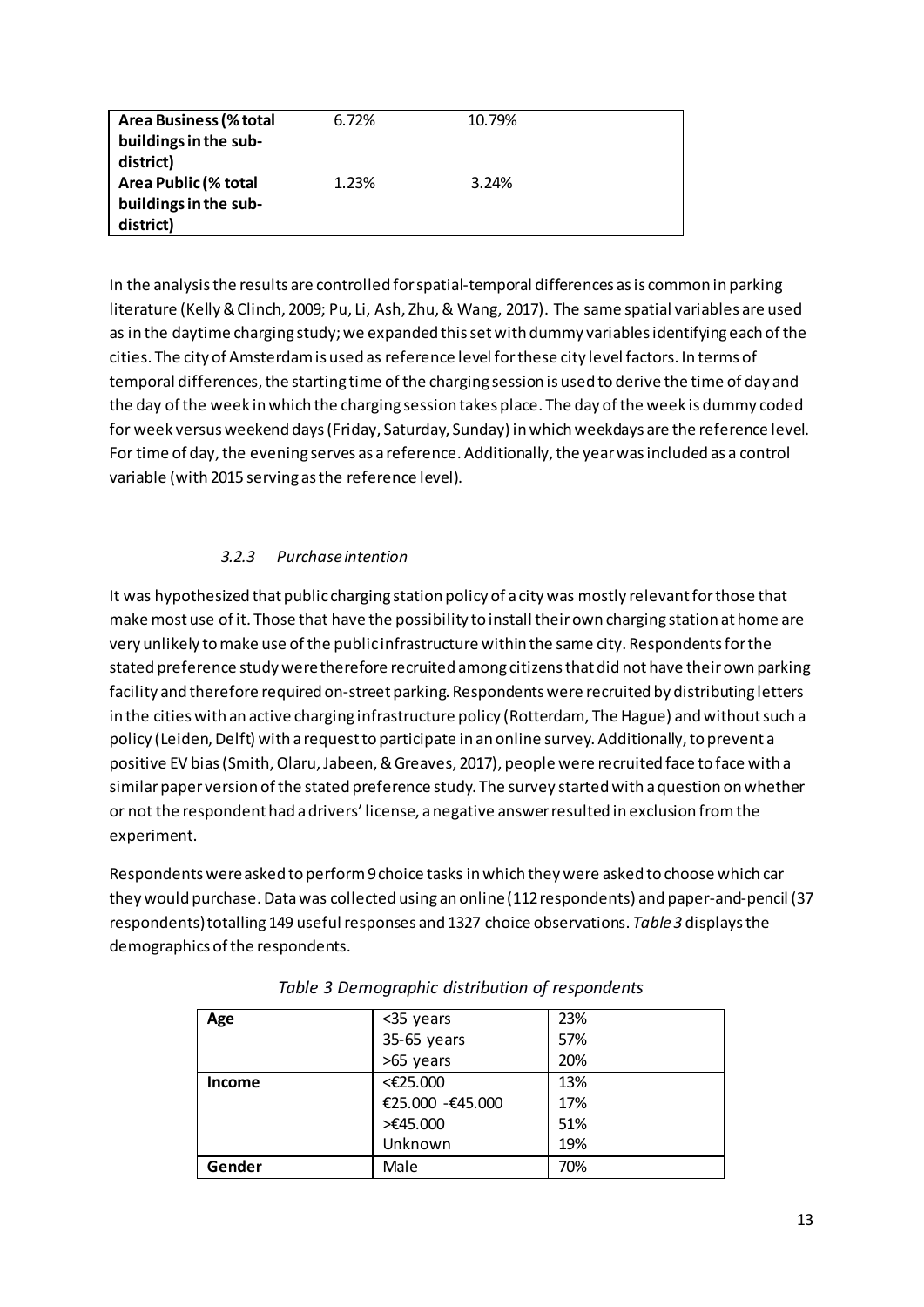| Area Business (% total buildings in the sub-district) | 6.72% | 10.79% | |
| --- | --- | --- | --- |
| Area Public (% total buildings in the sub-district) | 1.23% | 3.24% | |

In the analysis the results are controlled for spatial-temporal differences as is common in parking literature (Kelly & Clinch, 2009; Pu, Li, Ash, Zhu, & Wang, 2017). The same spatial variables are used as in the daytime charging study; we expanded this set with dummy variables identifying each of the cities. The city of Amsterdam is used as reference level for these city level factors. In terms of temporal differences, the starting time of the charging session is used to derive the time of day and the day of the week in which the charging session takes place. The day of the week is dummy coded for week versus weekend days (Friday, Saturday, Sunday) in which weekdays are the reference level. For time of day, the evening serves as a reference. Additionally, the year was included as a control variable (with 2015 serving as the reference level).

### *3.2.3 Purchase intention*

It was hypothesized that public charging station policy of a city was mostly relevant for those that make most use of it. Those that have the possibility to install their own charging station at home are very unlikely to make use of the public infrastructure within the same city. Respondents for the stated preference study were therefore recruited among citizens that did not have their own parking facility and therefore required on-street parking. Respondents were recruited by distributing letters in the cities with an active charging infrastructure policy (Rotterdam, The Hague) and without such a policy (Leiden, Delft) with a request to participate in an online survey. Additionally, to prevent a positive EV bias (Smith, Olaru, Jabeen, & Greaves, 2017), people were recruited face to face with a similar paper version of the stated preference study. The survey started with a question on whether or not the respondent had a drivers' license, a negative answer resulted in exclusion from the experiment.

Respondents were asked to perform 9 choice tasks in which they were asked to choose which car they would purchase. Data was collected using an online (112 respondents) and paper-and-pencil (37 respondents) totalling 149 useful responses and 1327 choice observations. *Table 3* displays the demographics of the respondents.

*Table 3 Demographic distribution of respondents*

| Age | <35 years | 23% |
| --- | --- | --- |
| | 35-65 years | 57% |
| | >65 years | 20% |
| **Income** | <€25.000 | 13% |
| | €25.000 -€45.000 | 17% |
| | >€45.000 | 51% |
| | Unknown | 19% |
| **Gender** | Male | 70% |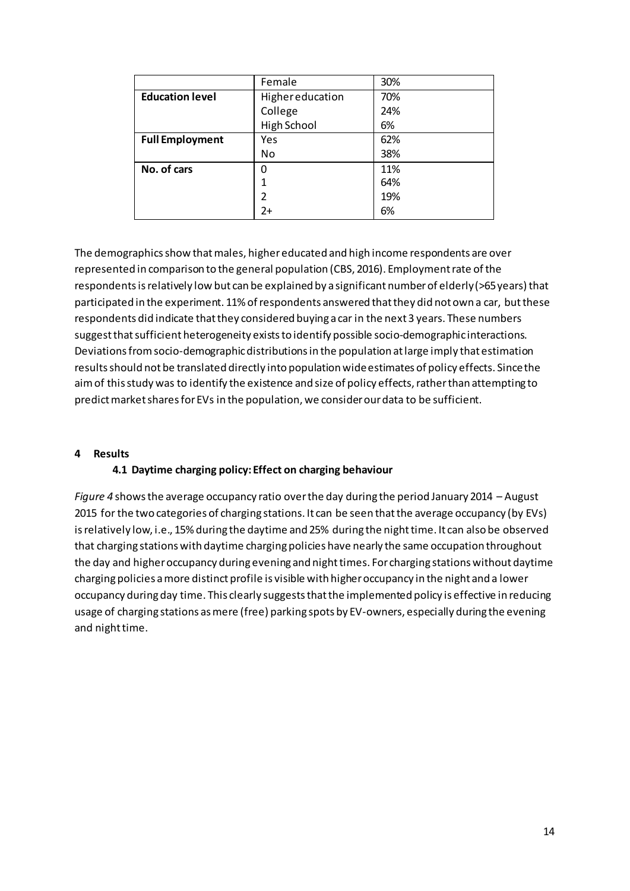| | | |
|---|---|---|
| | Female | 30% |
| **Education level** | Higher education | 70% |
| | College | 24% |
| | High School | 6% |
| **Full Employment** | Yes | 62% |
| | No | 38% |
| **No. of cars** | 0 | 11% |
| | 1 | 64% |
| | 2 | 19% |
| | 2+ | 6% |

The demographics show that males, higher educated and high income respondents are over represented in comparison to the general population (CBS, 2016). Employment rate of the respondents is relatively low but can be explained by a significant number of elderly (>65 years) that participated in the experiment. 11% of respondents answered that they did not own a car, but these respondents did indicate that they considered buying a car in the next 3 years. These numbers suggest that sufficient heterogeneity exists to identify possible socio-demographic interactions. Deviations from socio-demographic distributions in the population at large imply that estimation results should not be translated directly into population wide estimates of policy effects. Since the aim of this study was to identify the existence and size of policy effects, rather than attempting to predict market shares for EVs in the population, we consider our data to be sufficient.

# 4 Results

## 4.1 Daytime charging policy: Effect on charging behaviour

*Figure 4* shows the average occupancy ratio over the day during the period January 2014 – August 2015 for the two categories of charging stations. It can be seen that the average occupancy (by EVs) is relatively low, i.e., 15% during the daytime and 25% during the night time. It can also be observed that charging stations with daytime charging policies have nearly the same occupation throughout the day and higher occupancy during evening and night times. For charging stations without daytime charging policies a more distinct profile is visible with higher occupancy in the night and a lower occupancy during day time. This clearly suggests that the implemented policy is effective in reducing usage of charging stations as mere (free) parking spots by EV-owners, especially during the evening and night time.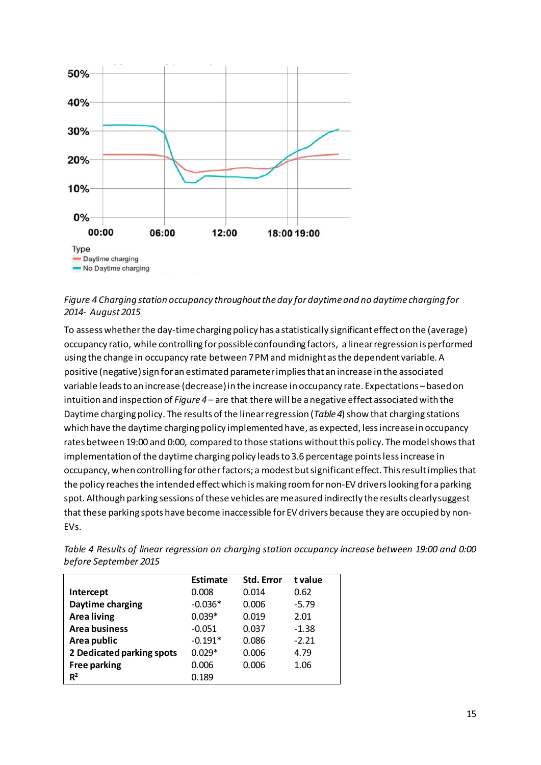*Figure 4 Charging station occupancy throughout the day for daytime and no daytime charging for 2014- August 2015*

To assess whether the day-time charging policy has a statistically significant effect on the (average) occupancy ratio, while controlling for possible confounding factors, a linear regression is performed using the change in occupancy rate between 7 PM and midnight as the dependent variable. A positive (negative) sign for an estimated parameter implies that an increase in the associated variable leads to an increase (decrease) in the increase in occupancy rate. Expectations – based on intuition and inspection of *Figure 4* – are that there will be a negative effect associated with the Daytime charging policy. The results of the linear regression (*Table 4*) show that charging stations which have the daytime charging policy implemented have, as expected, less increase in occupancy rates between 19:00 and 0:00, compared to those stations without this policy. The model shows that implementation of the daytime charging policy leads to 3.6 percentage points less increase in occupancy, when controlling for other factors; a modest but significant effect. This result implies that the policy reaches the intended effect which is making room for non-EV drivers looking for a parking spot. Although parking sessions of these vehicles are measured indirectly the results clearly suggest that these parking spots have become inaccessible for EV drivers because they are occupied by non-EVs.

*Table 4 Results of linear regression on charging station occupancy increase between 19:00 and 0:00 before September 2015*

| | Estimate | Std. Error | t value |
|---|---|---|---|
| **Intercept** | 0.008 | 0.014 | 0.62 |
| **Daytime charging** | -0.036* | 0.006 | -5.79 |
| **Area living** | 0.039* | 0.019 | 2.01 |
| **Area business** | -0.051 | 0.037 | -1.38 |
| **Area public** | -0.191* | 0.086 | -2.21 |
| **2 Dedicated parking spots** | 0.029* | 0.006 | 4.79 |
| **Free parking** | 0.006 | 0.006 | 1.06 |
| **$R^2$** | 0.189 | | |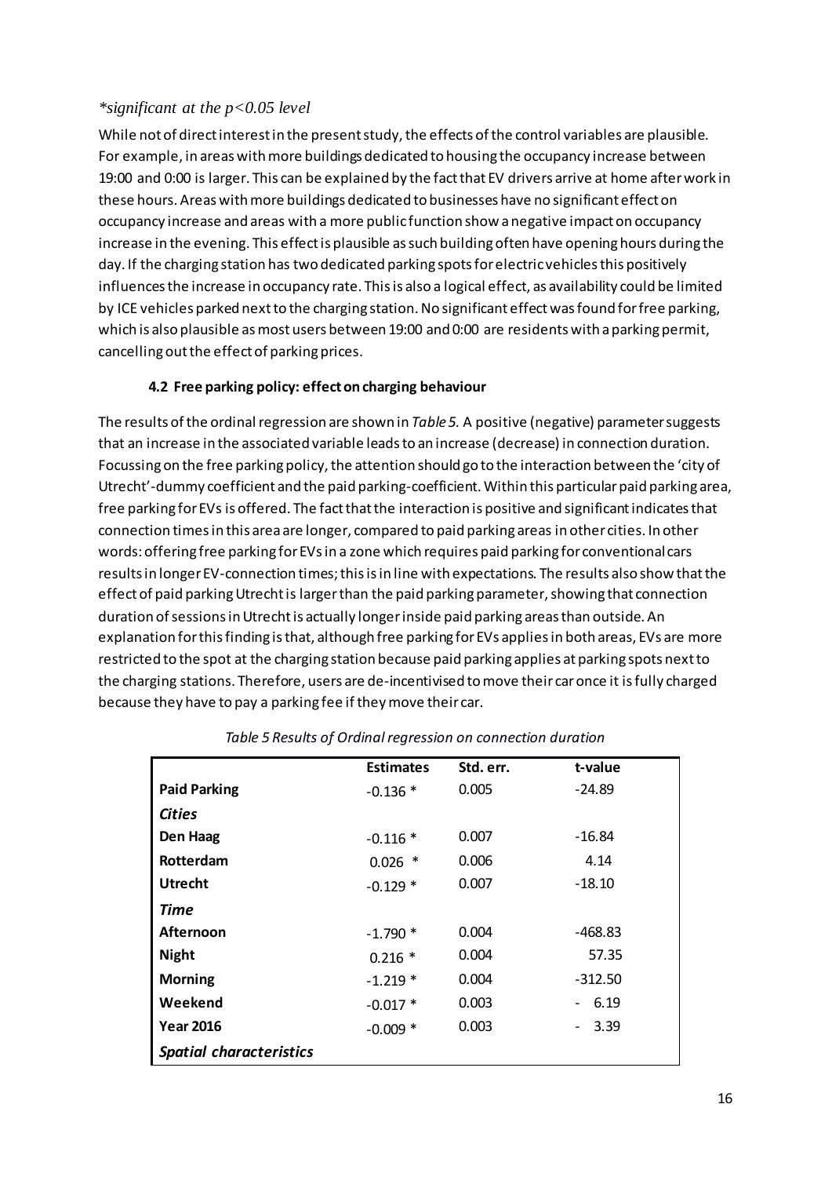*\*significant at the $p<0.05$ level*

While not of direct interest in the present study, the effects of the control variables are plausible. For example, in areas with more buildings dedicated to housing the occupancy increase between 19:00 and 0:00 is larger. This can be explained by the fact that EV drivers arrive at home after work in these hours. Areas with more buildings dedicated to businesses have no significant effect on occupancy increase and areas with a more public function show a negative impact on occupancy increase in the evening. This effect is plausible as such building often have opening hours during the day. If the charging station has two dedicated parking spots for electric vehicles this positively influences the increase in occupancy rate. This is also a logical effect, as availability could be limited by ICE vehicles parked next to the charging station. No significant effect was found for free parking, which is also plausible as most users between 19:00 and 0:00 are residents with a parking permit, cancelling out the effect of parking prices.

### 4.2 Free parking policy: effect on charging behaviour

The results of the ordinal regression are shown in *Table 5.* A positive (negative) parameter suggests that an increase in the associated variable leads to an increase (decrease) in connection duration. Focussing on the free parking policy, the attention should go to the interaction between the 'city of Utrecht'-dummy coefficient and the paid parking-coefficient. Within this particular paid parking area, free parking for EVs is offered. The fact that the interaction is positive and significant indicates that connection times in this area are longer, compared to paid parking areas in other cities. In other words: offering free parking for EVs in a zone which requires paid parking for conventional cars results in longer EV-connection times; this is in line with expectations. The results also show that the effect of paid parking Utrecht is larger than the paid parking parameter, showing that connection duration of sessions in Utrecht is actually longer inside paid parking areas than outside. An explanation for this finding is that, although free parking for EVs applies in both areas, EVs are more restricted to the spot at the charging station because paid parking applies at parking spots next to the charging stations. Therefore, users are de-incentivised to move their car once it is fully charged because they have to pay a parking fee if they move their car.

*Table 5 Results of Ordinal regression on connection duration*

| | Estimates | Std. err. | t-value |
|---|---|---|---|
| **Paid Parking** | -0.136 * | 0.005 | -24.89 |
| ***Cities*** | | | |
| **Den Haag** | -0.116 * | 0.007 | -16.84 |
| **Rotterdam** | 0.026 * | 0.006 | 4.14 |
| **Utrecht** | -0.129 * | 0.007 | -18.10 |
| ***Time*** | | | |
| **Afternoon** | -1.790 * | 0.004 | -468.83 |
| **Night** | 0.216 * | 0.004 | 57.35 |
| **Morning** | -1.219 * | 0.004 | -312.50 |
| **Weekend** | -0.017 * | 0.003 | - 6.19 |
| **Year 2016** | -0.009 * | 0.003 | - 3.39 |
| ***Spatial characteristics*** | | | |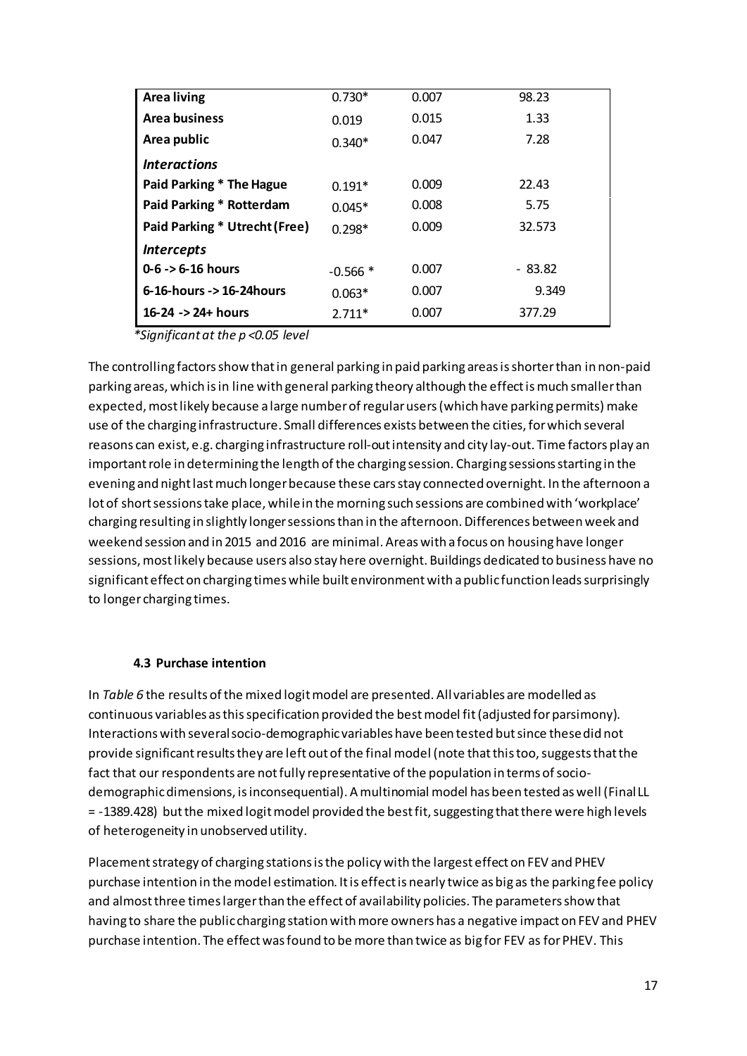| | | | |
|---|---|---|---|
| **Area living** | 0.730* | 0.007 | 98.23 |
| **Area business** | 0.019 | 0.015 | 1.33 |
| **Area public** | 0.340* | 0.047 | 7.28 |
| ***Interactions*** | | | |
| **Paid Parking * The Hague** | 0.191* | 0.009 | 22.43 |
| **Paid Parking * Rotterdam** | 0.045* | 0.008 | 5.75 |
| **Paid Parking * Utrecht (Free)** | 0.298* | 0.009 | 32.573 |
| ***Intercepts*** | | | |
| **0-6 -> 6-16 hours** | -0.566 * | 0.007 | - 83.82 |
| **6-16-hours -> 16-24hours** | 0.063* | 0.007 | 9.349 |
| **16-24 -> 24+ hours** | 2.711* | 0.007 | 377.29 |

*\*Significant at the $p<0.05$ level*

The controlling factors show that in general parking in paid parking areas is shorter than in non-paid parking areas, which is in line with general parking theory although the effect is much smaller than expected, most likely because a large number of regular users (which have parking permits) make use of the charging infrastructure. Small differences exists between the cities, for which several reasons can exist, e.g. charging infrastructure roll-out intensity and city lay-out. Time factors play an important role in determining the length of the charging session. Charging sessions starting in the evening and night last much longer because these cars stay connected overnight. In the afternoon a lot of short sessions take place, while in the morning such sessions are combined with 'workplace' charging resulting in slightly longer sessions than in the afternoon. Differences between week and weekend session and in 2015 and 2016 are minimal. Areas with a focus on housing have longer sessions, most likely because users also stay here overnight. Buildings dedicated to business have no significant effect on charging times while built environment with a public function leads surprisingly to longer charging times.

### 4.3 Purchase intention

In *Table 6* the results of the mixed logit model are presented. All variables are modelled as continuous variables as this specification provided the best model fit (adjusted for parsimony). Interactions with several socio-demographic variables have been tested but since these did not provide significant results they are left out of the final model (note that this too, suggests that the fact that our respondents are not fully representative of the population in terms of socio-demographic dimensions, is inconsequential). A multinomial model has been tested as well (Final LL = -1389.428) but the mixed logit model provided the best fit, suggesting that there were high levels of heterogeneity in unobserved utility.

Placement strategy of charging stations is the policy with the largest effect on FEV and PHEV purchase intention in the model estimation. It is effect is nearly twice as big as the parking fee policy and almost three times larger than the effect of availability policies. The parameters show that having to share the public charging station with more owners has a negative impact on FEV and PHEV purchase intention. The effect was found to be more than twice as big for FEV as for PHEV. This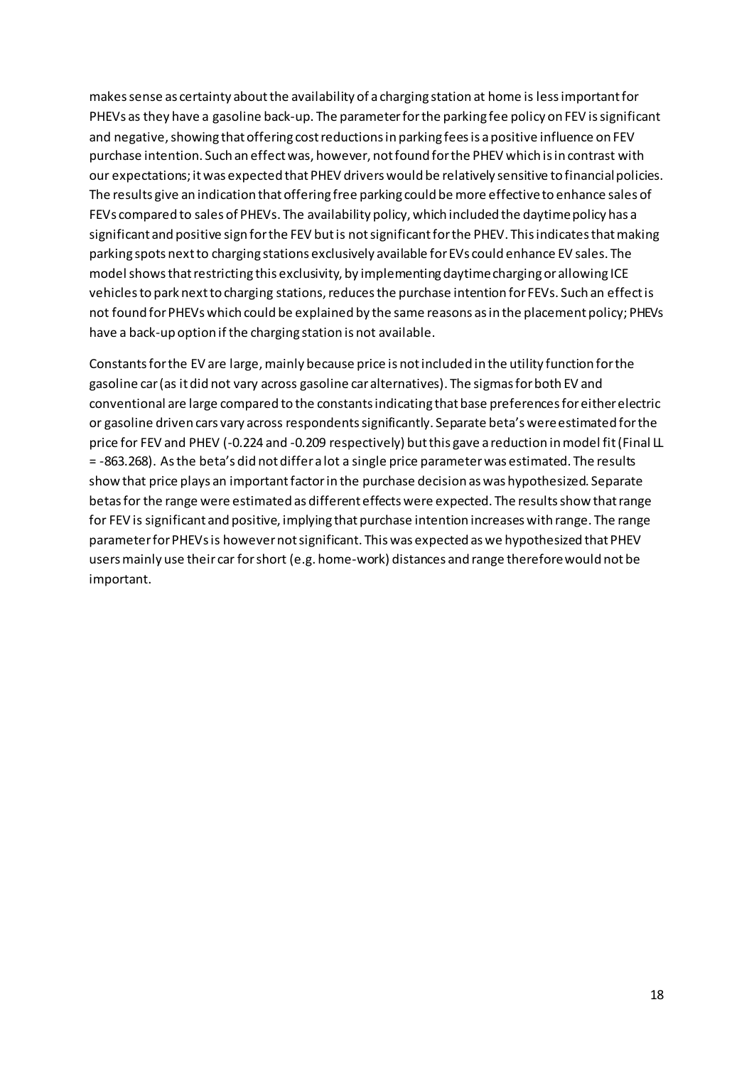makes sense as certainty about the availability of a charging station at home is less important for PHEVs as they have a gasoline back-up. The parameter for the parking fee policy on FEV is significant and negative, showing that offering cost reductions in parking fees is a positive influence on FEV purchase intention. Such an effect was, however, not found for the PHEV which is in contrast with our expectations; it was expected that PHEV drivers would be relatively sensitive to financial policies. The results give an indication that offering free parking could be more effective to enhance sales of FEVs compared to sales of PHEVs. The availability policy, which included the daytime policy has a significant and positive sign for the FEV but is not significant for the PHEV. This indicates that making parking spots next to charging stations exclusively available for EVs could enhance EV sales. The model shows that restricting this exclusivity, by implementing daytime charging or allowing ICE vehicles to park next to charging stations, reduces the purchase intention for FEVs. Such an effect is not found for PHEVs which could be explained by the same reasons as in the placement policy; PHEVs have a back-up option if the charging station is not available.

Constants for the EV are large, mainly because price is not included in the utility function for the gasoline car (as it did not vary across gasoline car alternatives). The sigmas for both EV and conventional are large compared to the constants indicating that base preferences for either electric or gasoline driven cars vary across respondents significantly. Separate beta's were estimated for the price for FEV and PHEV (-0.224 and -0.209 respectively) but this gave a reduction in model fit (Final LL = -863.268). As the beta's did not differ a lot a single price parameter was estimated. The results show that price plays an important factor in the purchase decision as was hypothesized. Separate betas for the range were estimated as different effects were expected. The results show that range for FEV is significant and positive, implying that purchase intention increases with range. The range parameter for PHEVs is however not significant. This was expected as we hypothesized that PHEV users mainly use their car for short (e.g. home-work) distances and range therefore would not be important.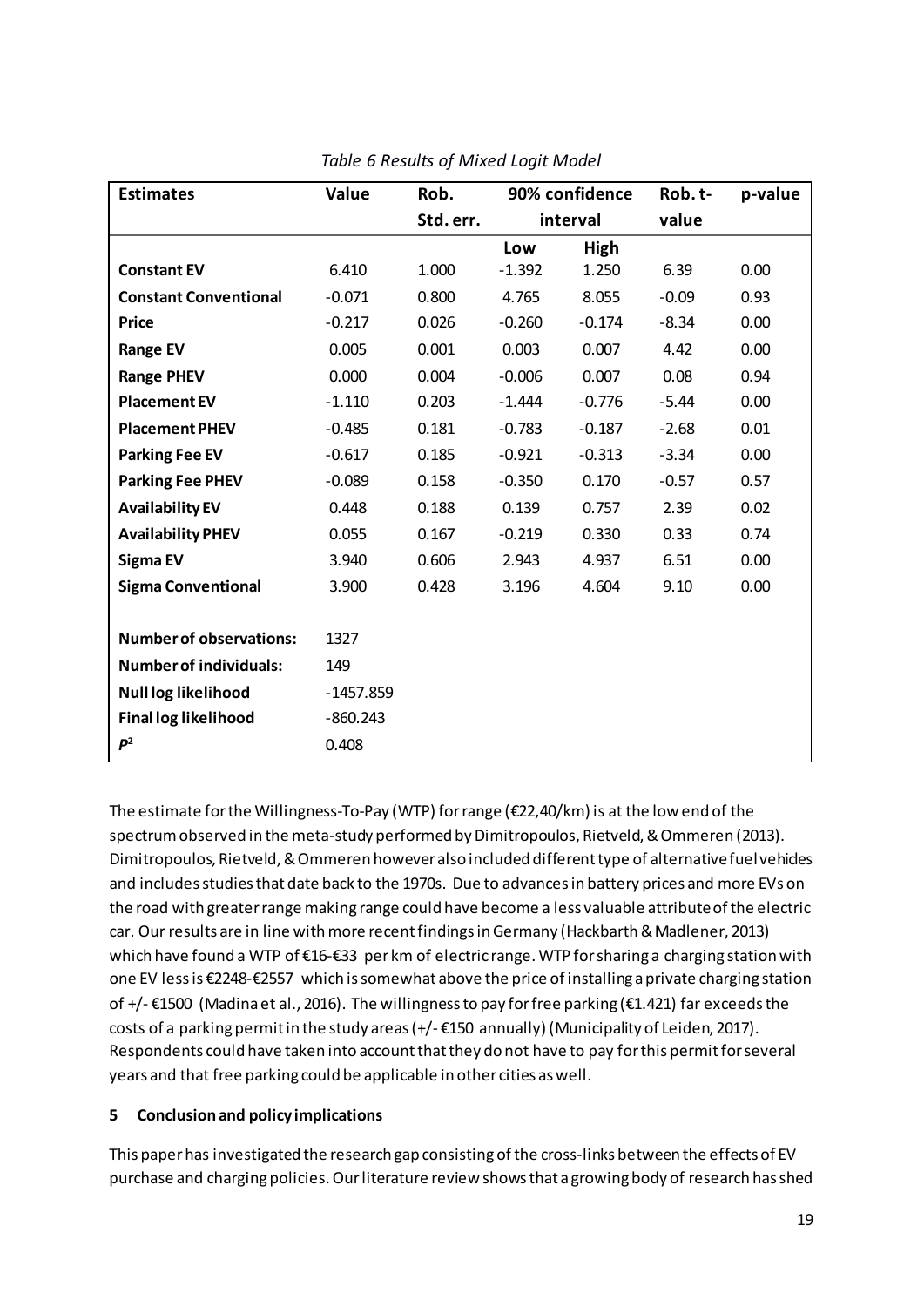*Table 6 Results of Mixed Logit Model*

| Estimates | Value | Rob. Std. err. | 90% confidence interval | | Rob. t-value | p-value |
|---|---|---|---|---|---|---|
| | | | Low | High | | |
| **Constant EV** | 6.410 | 1.000 | -1.392 | 1.250 | 6.39 | 0.00 |
| **Constant Conventional** | -0.071 | 0.800 | 4.765 | 8.055 | -0.09 | 0.93 |
| **Price** | -0.217 | 0.026 | -0.260 | -0.174 | -8.34 | 0.00 |
| **Range EV** | 0.005 | 0.001 | 0.003 | 0.007 | 4.42 | 0.00 |
| **Range PHEV** | 0.000 | 0.004 | -0.006 | 0.007 | 0.08 | 0.94 |
| **Placement EV** | -1.110 | 0.203 | -1.444 | -0.776 | -5.44 | 0.00 |
| **Placement PHEV** | -0.485 | 0.181 | -0.783 | -0.187 | -2.68 | 0.01 |
| **Parking Fee EV** | -0.617 | 0.185 | -0.921 | -0.313 | -3.34 | 0.00 |
| **Parking Fee PHEV** | -0.089 | 0.158 | -0.350 | 0.170 | -0.57 | 0.57 |
| **Availability EV** | 0.448 | 0.188 | 0.139 | 0.757 | 2.39 | 0.02 |
| **Availability PHEV** | 0.055 | 0.167 | -0.219 | 0.330 | 0.33 | 0.74 |
| **Sigma EV** | 3.940 | 0.606 | 2.943 | 4.937 | 6.51 | 0.00 |
| **Sigma Conventional** | 3.900 | 0.428 | 3.196 | 4.604 | 9.10 | 0.00 |
| | | | | | | |
| **Number of observations:** | 1327 | | | | | |
| **Number of individuals:** | 149 | | | | | |
| **Null log likelihood** | -1457.859 | | | | | |
| **Final log likelihood** | -860.243 | | | | | |
| $P^2$ | 0.408 | | | | | |

The estimate for the Willingness-To-Pay (WTP) for range (€22,40/km) is at the low end of the spectrum observed in the meta-study performed by Dimitropoulos, Rietveld, & Ommeren (2013). Dimitropoulos, Rietveld, & Ommeren however also included different type of alternative fuel vehicles and includes studies that date back to the 1970s. Due to advances in battery prices and more EVs on the road with greater range making range could have become a less valuable attribute of the electric car. Our results are in line with more recent findings in Germany (Hackbarth & Madlener, 2013) which have found a WTP of €16-€33 per km of electric range. WTP for sharing a charging station with one EV less is €2248-€2557 which is somewhat above the price of installing a private charging station of +/- €1500 (Madina et al., 2016). The willingness to pay for free parking (€1.421) far exceeds the costs of a parking permit in the study areas (+/- €150 annually) (Municipality of Leiden, 2017). Respondents could have taken into account that they do not have to pay for this permit for several years and that free parking could be applicable in other cities as well.

## 5 Conclusion and policy implications

This paper has investigated the research gap consisting of the cross-links between the effects of EV purchase and charging policies. Our literature review shows that a growing body of research has shed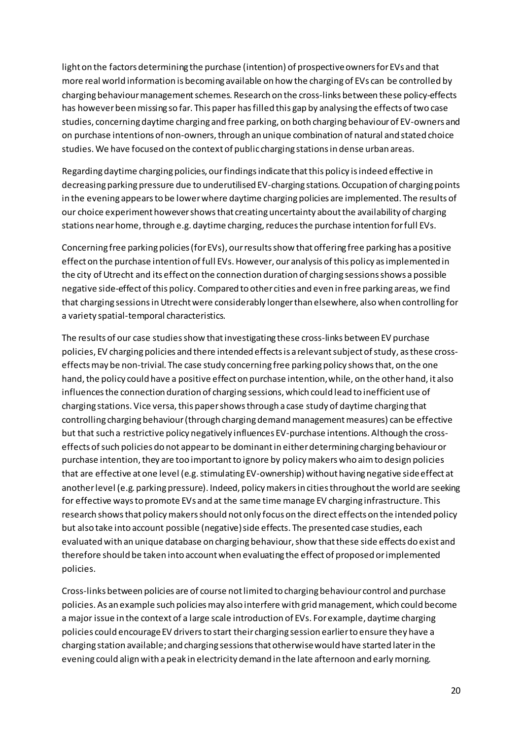light on the factors determining the purchase (intention) of prospective owners for EVs and that more real world information is becoming available on how the charging of EVs can be controlled by charging behaviour management schemes. Research on the cross-links between these policy-effects has however been missing so far. This paper has filled this gap by analysing the effects of two case studies, concerning daytime charging and free parking, on both charging behaviour of EV-owners and on purchase intentions of non-owners, through an unique combination of natural and stated choice studies. We have focused on the context of public charging stations in dense urban areas.

Regarding daytime charging policies, our findings indicate that this policy is indeed effective in decreasing parking pressure due to underutilised EV-charging stations. Occupation of charging points in the evening appears to be lower where daytime charging policies are implemented. The results of our choice experiment however shows that creating uncertainty about the availability of charging stations near home, through e.g. daytime charging, reduces the purchase intention for full EVs.

Concerning free parking policies (for EVs), our results show that offering free parking has a positive effect on the purchase intention of full EVs. However, our analysis of this policy as implemented in the city of Utrecht and its effect on the connection duration of charging sessions shows a possible negative side-effect of this policy. Compared to other cities and even in free parking areas, we find that charging sessions in Utrecht were considerably longer than elsewhere, also when controlling for a variety spatial-temporal characteristics.

The results of our case studies show that investigating these cross-links between EV purchase policies, EV charging policies and there intended effects is a relevant subject of study, as these cross-effects may be non-trivial. The case study concerning free parking policy shows that, on the one hand, the policy could have a positive effect on purchase intention, while, on the other hand, it also influences the connection duration of charging sessions, which could lead to inefficient use of charging stations. Vice versa, this paper shows through a case study of daytime charging that controlling charging behaviour (through charging demand management measures) can be effective but that such a restrictive policy negatively influences EV-purchase intentions. Although the cross-effects of such policies do not appear to be dominant in either determining charging behaviour or purchase intention, they are too important to ignore by policy makers who aim to design policies that are effective at one level (e.g. stimulating EV-ownership) without having negative side effect at another level (e.g. parking pressure). Indeed, policy makers in cities throughout the world are seeking for effective ways to promote EVs and at the same time manage EV charging infrastructure. This research shows that policy makers should not only focus on the direct effects on the intended policy but also take into account possible (negative) side effects. The presented case studies, each evaluated with an unique database on charging behaviour, show that these side effects do exist and therefore should be taken into account when evaluating the effect of proposed or implemented policies.

Cross-links between policies are of course not limited to charging behaviour control and purchase policies. As an example such policies may also interfere with grid management, which could become a major issue in the context of a large scale introduction of EVs. For example, daytime charging policies could encourage EV drivers to start their charging session earlier to ensure they have a charging station available; and charging sessions that otherwise would have started later in the evening could align with a peak in electricity demand in the late afternoon and early morning.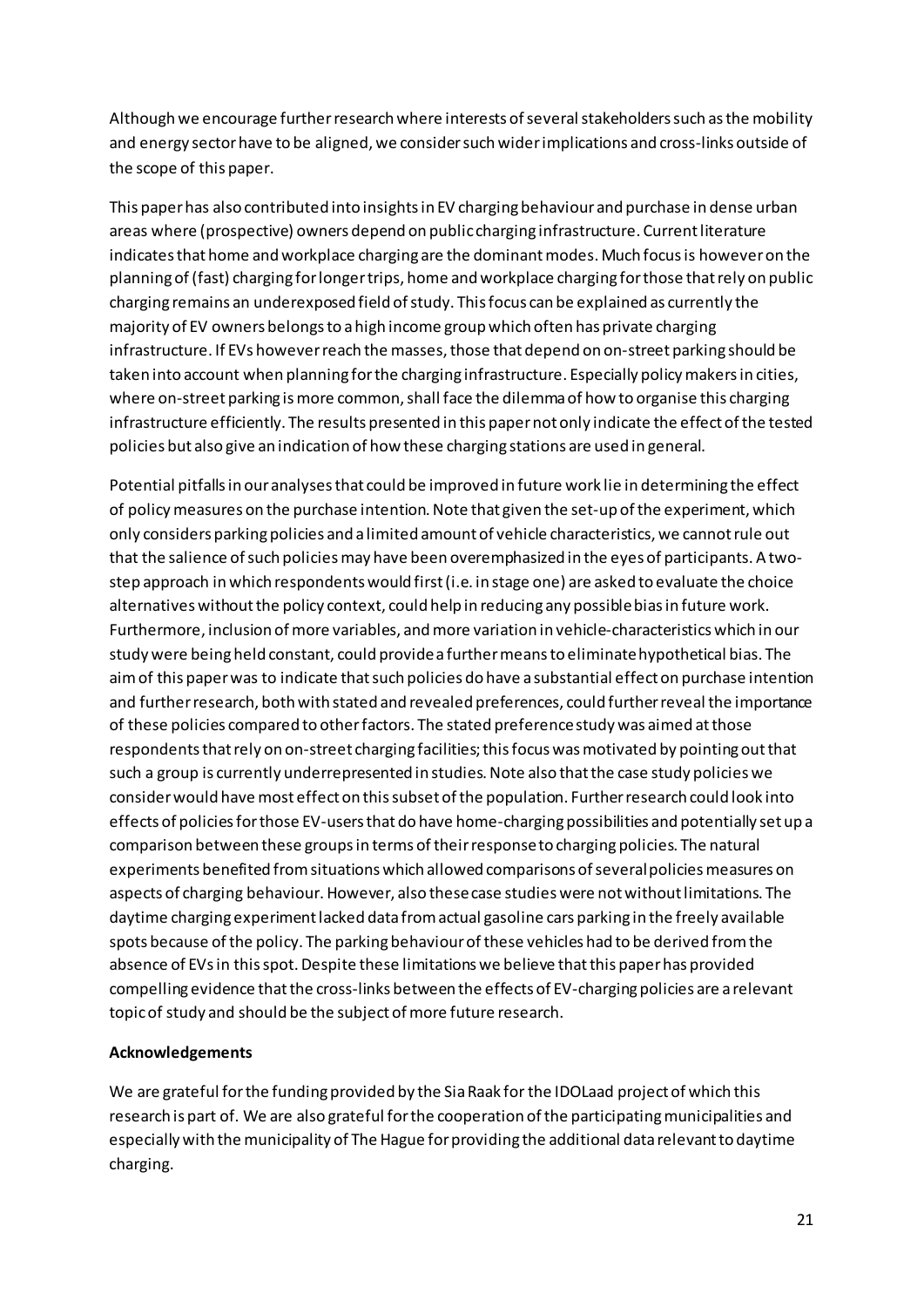Although we encourage further research where interests of several stakeholders such as the mobility and energy sector have to be aligned, we consider such wider implications and cross-links outside of the scope of this paper.

This paper has also contributed into insights in EV charging behaviour and purchase in dense urban areas where (prospective) owners depend on public charging infrastructure. Current literature indicates that home and workplace charging are the dominant modes. Much focus is however on the planning of (fast) charging for longer trips, home and workplace charging for those that rely on public charging remains an underexposed field of study. This focus can be explained as currently the majority of EV owners belongs to a high income group which often has private charging infrastructure. If EVs however reach the masses, those that depend on on-street parking should be taken into account when planning for the charging infrastructure. Especially policy makers in cities, where on-street parking is more common, shall face the dilemma of how to organise this charging infrastructure efficiently. The results presented in this paper not only indicate the effect of the tested policies but also give an indication of how these charging stations are used in general.

Potential pitfalls in our analyses that could be improved in future work lie in determining the effect of policy measures on the purchase intention. Note that given the set-up of the experiment, which only considers parking policies and a limited amount of vehicle characteristics, we cannot rule out that the salience of such policies may have been overemphasized in the eyes of participants. A two-step approach in which respondents would first (i.e. in stage one) are asked to evaluate the choice alternatives without the policy context, could help in reducing any possible bias in future work. Furthermore, inclusion of more variables, and more variation in vehicle-characteristics which in our study were being held constant, could provide a further means to eliminate hypothetical bias. The aim of this paper was to indicate that such policies do have a substantial effect on purchase intention and further research, both with stated and revealed preferences, could further reveal the importance of these policies compared to other factors. The stated preference study was aimed at those respondents that rely on on-street charging facilities; this focus was motivated by pointing out that such a group is currently underrepresented in studies. Note also that the case study policies we consider would have most effect on this subset of the population. Further research could look into effects of policies for those EV-users that do have home-charging possibilities and potentially set up a comparison between these groups in terms of their response to charging policies. The natural experiments benefited from situations which allowed comparisons of several policies measures on aspects of charging behaviour. However, also these case studies were not without limitations. The daytime charging experiment lacked data from actual gasoline cars parking in the freely available spots because of the policy. The parking behaviour of these vehicles had to be derived from the absence of EVs in this spot. Despite these limitations we believe that this paper has provided compelling evidence that the cross-links between the effects of EV-charging policies are a relevant topic of study and should be the subject of more future research.

**Acknowledgements**

We are grateful for the funding provided by the Sia Raak for the IDOLaad project of which this research is part of. We are also grateful for the cooperation of the participating municipalities and especially with the municipality of The Hague for providing the additional data relevant to daytime charging.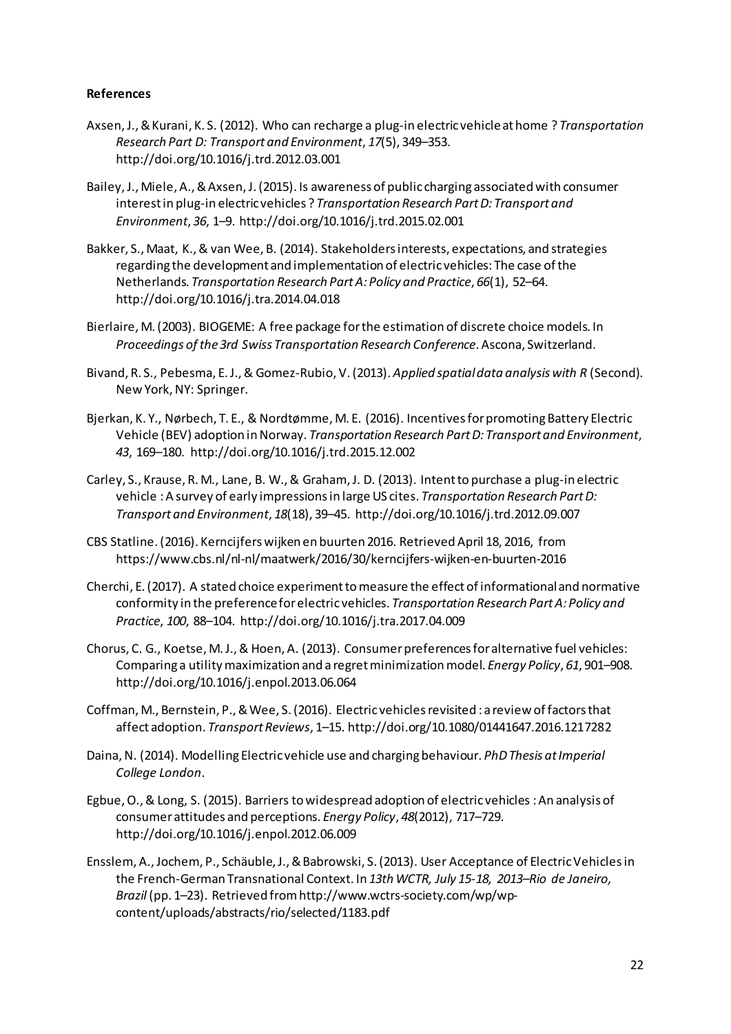**References**

Axsen, J., & Kurani, K. S. (2012). Who can recharge a plug-in electric vehicle at home ? *Transportation Research Part D: Transport and Environment*, *17*(5), 349–353. http://doi.org/10.1016/j.trd.2012.03.001

Bailey, J., Miele, A., & Axsen, J. (2015). Is awareness of public charging associated with consumer interest in plug-in electric vehicles ? *Transportation Research Part D: Transport and Environment*, *36*, 1–9. http://doi.org/10.1016/j.trd.2015.02.001

Bakker, S., Maat, K., & van Wee, B. (2014). Stakeholders interests, expectations, and strategies regarding the development and implementation of electric vehicles: The case of the Netherlands. *Transportation Research Part A: Policy and Practice*, *66*(1), 52–64. http://doi.org/10.1016/j.tra.2014.04.018

Bierlaire, M. (2003). BIOGEME: A free package for the estimation of discrete choice models. In *Proceedings of the 3rd Swiss Transportation Research Conference*. Ascona, Switzerland.

Bivand, R. S., Pebesma, E. J., & Gomez-Rubio, V. (2013). *Applied spatial data analysis with R* (Second). New York, NY: Springer.

Bjerkan, K. Y., Nørbech, T. E., & Nordtømme, M. E. (2016). Incentives for promoting Battery Electric Vehicle (BEV) adoption in Norway. *Transportation Research Part D: Transport and Environment*, *43*, 169–180. http://doi.org/10.1016/j.trd.2015.12.002

Carley, S., Krause, R. M., Lane, B. W., & Graham, J. D. (2013). Intent to purchase a plug-in electric vehicle : A survey of early impressions in large US cites. *Transportation Research Part D: Transport and Environment*, *18*(18), 39–45. http://doi.org/10.1016/j.trd.2012.09.007

CBS Statline. (2016). Kerncijfers wijken en buurten 2016. Retrieved April 18, 2016, from https://www.cbs.nl/nl-nl/maatwerk/2016/30/kerncijfers-wijken-en-buurten-2016

Cherchi, E. (2017). A stated choice experiment to measure the effect of informational and normative conformity in the preference for electric vehicles. *Transportation Research Part A: Policy and Practice*, *100*, 88–104. http://doi.org/10.1016/j.tra.2017.04.009

Chorus, C. G., Koetse, M. J., & Hoen, A. (2013). Consumer preferences for alternative fuel vehicles: Comparing a utility maximization and a regret minimization model. *Energy Policy*, *61*, 901–908. http://doi.org/10.1016/j.enpol.2013.06.064

Coffman, M., Bernstein, P., & Wee, S. (2016). Electric vehicles revisited : a review of factors that affect adoption. *Transport Reviews*, 1–15. http://doi.org/10.1080/01441647.2016.1217282

Daina, N. (2014). Modelling Electric vehicle use and charging behaviour. *PhD Thesis at Imperial College London*.

Egbue, O., & Long, S. (2015). Barriers to widespread adoption of electric vehicles : An analysis of consumer attitudes and perceptions. *Energy Policy*, *48*(2012), 717–729. http://doi.org/10.1016/j.enpol.2012.06.009

Ensslem, A., Jochem, P., Schäuble, J., & Babrowski, S. (2013). User Acceptance of Electric Vehicles in the French-German Transnational Context. In *13th WCTR, July 15-18, 2013–Rio de Janeiro, Brazil* (pp. 1–23). Retrieved from http://www.wctrs-society.com/wp/wp-content/uploads/abstracts/rio/selected/1183.pdf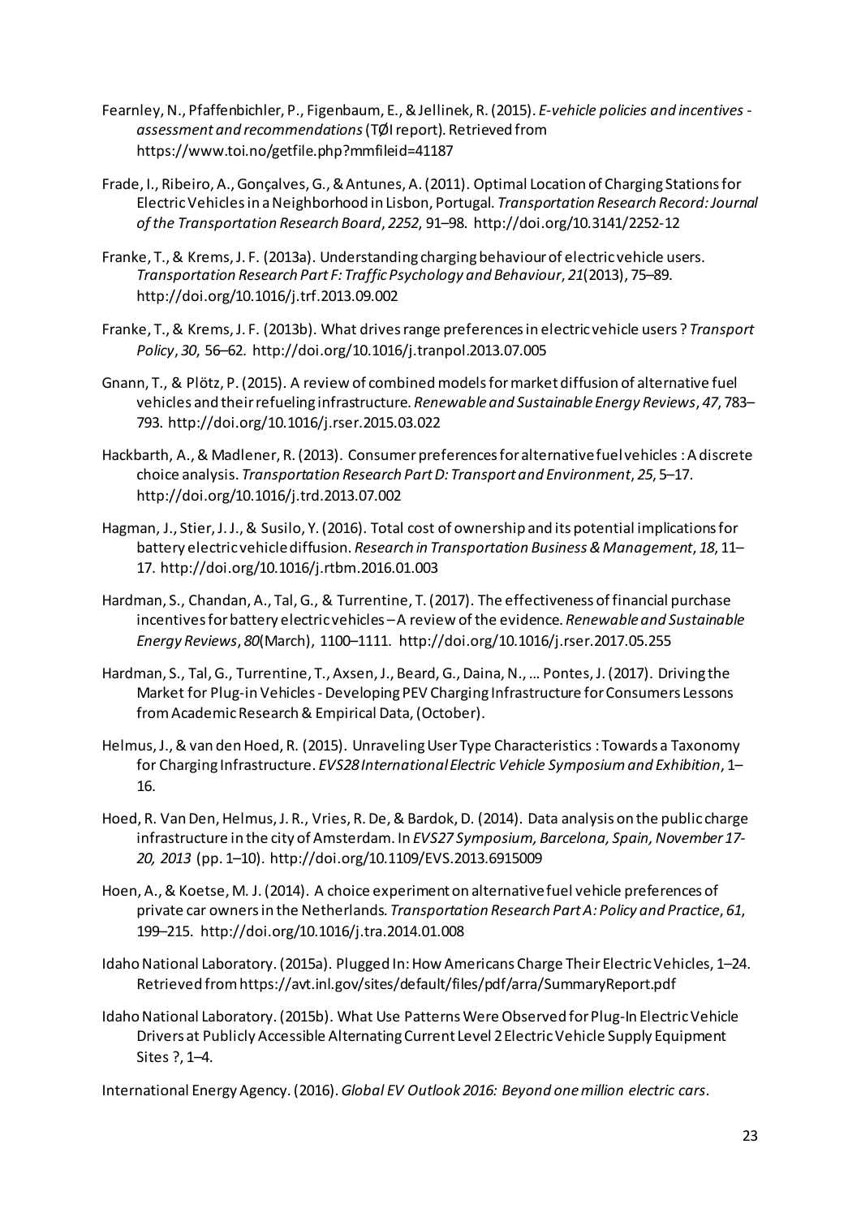Fearnley, N., Pfaffenbichler, P., Figenbaum, E., & Jellinek, R. (2015). *E-vehicle policies and incentives - assessment and recommendations* (TØI report). Retrieved from https://www.toi.no/getfile.php?mmfileid=41187

Frade, I., Ribeiro, A., Gonçalves, G., & Antunes, A. (2011). Optimal Location of Charging Stations for Electric Vehicles in a Neighborhood in Lisbon, Portugal. *Transportation Research Record: Journal of the Transportation Research Board*, *2252*, 91–98. http://doi.org/10.3141/2252-12

Franke, T., & Krems, J. F. (2013a). Understanding charging behaviour of electric vehicle users. *Transportation Research Part F: Traffic Psychology and Behaviour*, *21*(2013), 75–89. http://doi.org/10.1016/j.trf.2013.09.002

Franke, T., & Krems, J. F. (2013b). What drives range preferences in electric vehicle users ? *Transport Policy*, *30*, 56–62. http://doi.org/10.1016/j.tranpol.2013.07.005

Gnann, T., & Plötz, P. (2015). A review of combined models for market diffusion of alternative fuel vehicles and their refueling infrastructure. *Renewable and Sustainable Energy Reviews*, *47*, 783–793. http://doi.org/10.1016/j.rser.2015.03.022

Hackbarth, A., & Madlener, R. (2013). Consumer preferences for alternative fuel vehicles : A discrete choice analysis. *Transportation Research Part D: Transport and Environment*, *25*, 5–17. http://doi.org/10.1016/j.trd.2013.07.002

Hagman, J., Stier, J. J., & Susilo, Y. (2016). Total cost of ownership and its potential implications for battery electric vehicle diffusion. *Research in Transportation Business & Management*, *18*, 11–17. http://doi.org/10.1016/j.rtbm.2016.01.003

Hardman, S., Chandan, A., Tal, G., & Turrentine, T. (2017). The effectiveness of financial purchase incentives for battery electric vehicles – A review of the evidence. *Renewable and Sustainable Energy Reviews*, *80*(March), 1100–1111. http://doi.org/10.1016/j.rser.2017.05.255

Hardman, S., Tal, G., Turrentine, T., Axsen, J., Beard, G., Daina, N., … Pontes, J. (2017). Driving the Market for Plug-in Vehicles - Developing PEV Charging Infrastructure for Consumers Lessons from Academic Research & Empirical Data, (October).

Helmus, J., & van den Hoed, R. (2015). Unraveling User Type Characteristics : Towards a Taxonomy for Charging Infrastructure. *EVS28 International Electric Vehicle Symposium and Exhibition*, 1–16.

Hoed, R. Van Den, Helmus, J. R., Vries, R. De, & Bardok, D. (2014). Data analysis on the public charge infrastructure in the city of Amsterdam. In *EVS27 Symposium, Barcelona, Spain, November 17-20, 2013* (pp. 1–10). http://doi.org/10.1109/EVS.2013.6915009

Hoen, A., & Koetse, M. J. (2014). A choice experiment on alternative fuel vehicle preferences of private car owners in the Netherlands. *Transportation Research Part A: Policy and Practice*, *61*, 199–215. http://doi.org/10.1016/j.tra.2014.01.008

Idaho National Laboratory. (2015a). Plugged In: How Americans Charge Their Electric Vehicles, 1–24. Retrieved from https://avt.inl.gov/sites/default/files/pdf/arra/SummaryReport.pdf

Idaho National Laboratory. (2015b). What Use Patterns Were Observed for Plug-In Electric Vehicle Drivers at Publicly Accessible Alternating Current Level 2 Electric Vehicle Supply Equipment Sites ?, 1–4.

International Energy Agency. (2016). *Global EV Outlook 2016: Beyond one million electric cars*.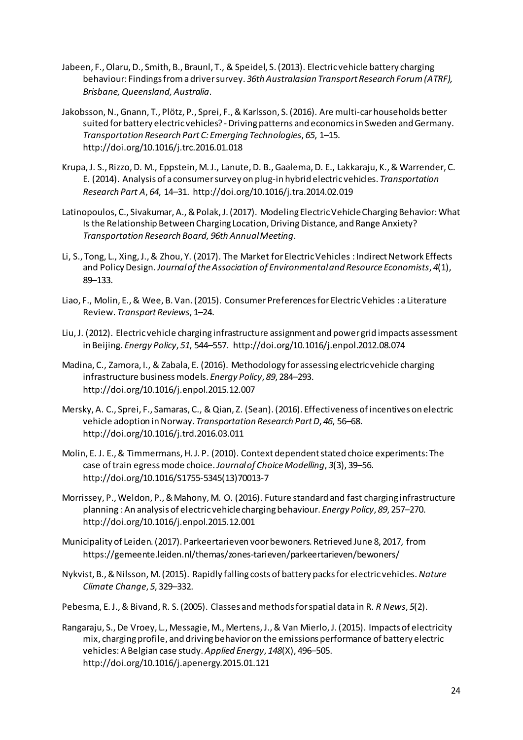Jabeen, F., Olaru, D., Smith, B., Braunl, T., & Speidel, S. (2013). Electric vehicle battery charging behaviour: Findings from a driver survey. *36th Australasian Transport Research Forum (ATRF), Brisbane, Queensland, Australia*.

Jakobsson, N., Gnann, T., Plötz, P., Sprei, F., & Karlsson, S. (2016). Are multi-car households better suited for battery electric vehicles? - Driving patterns and economics in Sweden and Germany. *Transportation Research Part C: Emerging Technologies*, *65*, 1–15. http://doi.org/10.1016/j.trc.2016.01.018

Krupa, J. S., Rizzo, D. M., Eppstein, M. J., Lanute, D. B., Gaalema, D. E., Lakkaraju, K., & Warrender, C. E. (2014). Analysis of a consumer survey on plug-in hybrid electric vehicles. *Transportation Research Part A*, *64*, 14–31. http://doi.org/10.1016/j.tra.2014.02.019

Latinopoulos, C., Sivakumar, A., & Polak, J. (2017). Modeling Electric Vehicle Charging Behavior: What Is the Relationship Between Charging Location, Driving Distance, and Range Anxiety? *Transportation Research Board, 96th Annual Meeting*.

Li, S., Tong, L., Xing, J., & Zhou, Y. (2017). The Market for Electric Vehicles : Indirect Network Effects and Policy Design. *Journal of the Association of Environmental and Resource Economists*, *4*(1), 89–133.

Liao, F., Molin, E., & Wee, B. Van. (2015). Consumer Preferences for Electric Vehicles : a Literature Review. *Transport Reviews*, 1–24.

Liu, J. (2012). Electric vehicle charging infrastructure assignment and power grid impacts assessment in Beijing. *Energy Policy*, *51*, 544–557. http://doi.org/10.1016/j.enpol.2012.08.074

Madina, C., Zamora, I., & Zabala, E. (2016). Methodology for assessing electric vehicle charging infrastructure business models. *Energy Policy*, *89*, 284–293. http://doi.org/10.1016/j.enpol.2015.12.007

Mersky, A. C., Sprei, F., Samaras, C., & Qian, Z. (Sean). (2016). Effectiveness of incentives on electric vehicle adoption in Norway. *Transportation Research Part D*, *46*, 56–68. http://doi.org/10.1016/j.trd.2016.03.011

Molin, E. J. E., & Timmermans, H. J. P. (2010). Context dependent stated choice experiments: The case of train egress mode choice. *Journal of Choice Modelling*, *3*(3), 39–56. http://doi.org/10.1016/S1755-5345(13)70013-7

Morrissey, P., Weldon, P., & Mahony, M. O. (2016). Future standard and fast charging infrastructure planning : An analysis of electric vehicle charging behaviour. *Energy Policy*, *89*, 257–270. http://doi.org/10.1016/j.enpol.2015.12.001

Municipality of Leiden. (2017). Parkeertarieven voor bewoners. Retrieved June 8, 2017, from https://gemeente.leiden.nl/themas/zones-tarieven/parkeertarieven/bewoners/

Nykvist, B., & Nilsson, M. (2015). Rapidly falling costs of battery packs for electric vehicles. *Nature Climate Change*, *5*, 329–332.

Pebesma, E. J., & Bivand, R. S. (2005). Classes and methods for spatial data in R. *R News*, *5*(2).

Rangaraju, S., De Vroey, L., Messagie, M., Mertens, J., & Van Mierlo, J. (2015). Impacts of electricity mix, charging profile, and driving behavior on the emissions performance of battery electric vehicles: A Belgian case study. *Applied Energy*, *148*(X), 496–505. http://doi.org/10.1016/j.apenergy.2015.01.121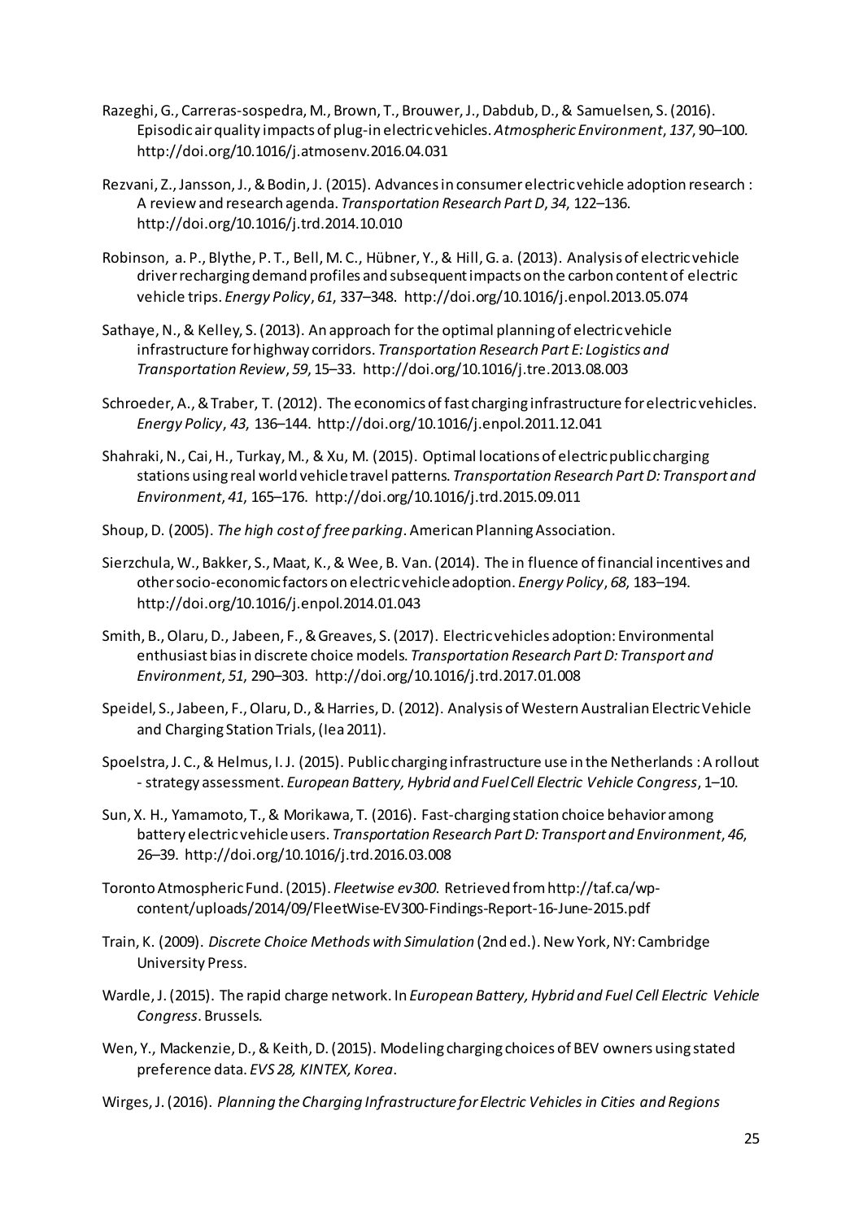Razeghi, G., Carreras-sospedra, M., Brown, T., Brouwer, J., Dabdub, D., & Samuelsen, S. (2016). Episodic air quality impacts of plug-in electric vehicles. *Atmospheric Environment*, *137*, 90–100. http://doi.org/10.1016/j.atmosenv.2016.04.031

Rezvani, Z., Jansson, J., & Bodin, J. (2015). Advances in consumer electric vehicle adoption research : A review and research agenda. *Transportation Research Part D*, *34*, 122–136. http://doi.org/10.1016/j.trd.2014.10.010

Robinson, a. P., Blythe, P. T., Bell, M. C., Hübner, Y., & Hill, G. a. (2013). Analysis of electric vehicle driver recharging demand profiles and subsequent impacts on the carbon content of electric vehicle trips. *Energy Policy*, *61*, 337–348. http://doi.org/10.1016/j.enpol.2013.05.074

Sathaye, N., & Kelley, S. (2013). An approach for the optimal planning of electric vehicle infrastructure for highway corridors. *Transportation Research Part E: Logistics and Transportation Review*, *59*, 15–33. http://doi.org/10.1016/j.tre.2013.08.003

Schroeder, A., & Traber, T. (2012). The economics of fast charging infrastructure for electric vehicles. *Energy Policy*, *43*, 136–144. http://doi.org/10.1016/j.enpol.2011.12.041

Shahraki, N., Cai, H., Turkay, M., & Xu, M. (2015). Optimal locations of electric public charging stations using real world vehicle travel patterns. *Transportation Research Part D: Transport and Environment*, *41*, 165–176. http://doi.org/10.1016/j.trd.2015.09.011

Shoup, D. (2005). *The high cost of free parking*. American Planning Association.

Sierzchula, W., Bakker, S., Maat, K., & Wee, B. Van. (2014). The in fluence of financial incentives and other socio-economic factors on electric vehicle adoption. *Energy Policy*, *68*, 183–194. http://doi.org/10.1016/j.enpol.2014.01.043

Smith, B., Olaru, D., Jabeen, F., & Greaves, S. (2017). Electric vehicles adoption: Environmental enthusiast bias in discrete choice models. *Transportation Research Part D: Transport and Environment*, *51*, 290–303. http://doi.org/10.1016/j.trd.2017.01.008

Speidel, S., Jabeen, F., Olaru, D., & Harries, D. (2012). Analysis of Western Australian Electric Vehicle and Charging Station Trials, (Iea 2011).

Spoelstra, J. C., & Helmus, I. J. (2015). Public charging infrastructure use in the Netherlands : A rollout - strategy assessment. *European Battery, Hybrid and Fuel Cell Electric Vehicle Congress*, 1–10.

Sun, X. H., Yamamoto, T., & Morikawa, T. (2016). Fast-charging station choice behavior among battery electric vehicle users. *Transportation Research Part D: Transport and Environment*, *46*, 26–39. http://doi.org/10.1016/j.trd.2016.03.008

Toronto Atmospheric Fund. (2015). *Fleetwise ev300*. Retrieved from http://taf.ca/wp-content/uploads/2014/09/FleetWise-EV300-Findings-Report-16-June-2015.pdf

Train, K. (2009). *Discrete Choice Methods with Simulation* (2nd ed.). New York, NY: Cambridge University Press.

Wardle, J. (2015). The rapid charge network. In *European Battery, Hybrid and Fuel Cell Electric Vehicle Congress*. Brussels.

Wen, Y., Mackenzie, D., & Keith, D. (2015). Modeling charging choices of BEV owners using stated preference data. *EVS 28, KINTEX, Korea*.

Wirges, J. (2016). *Planning the Charging Infrastructure for Electric Vehicles in Cities and Regions*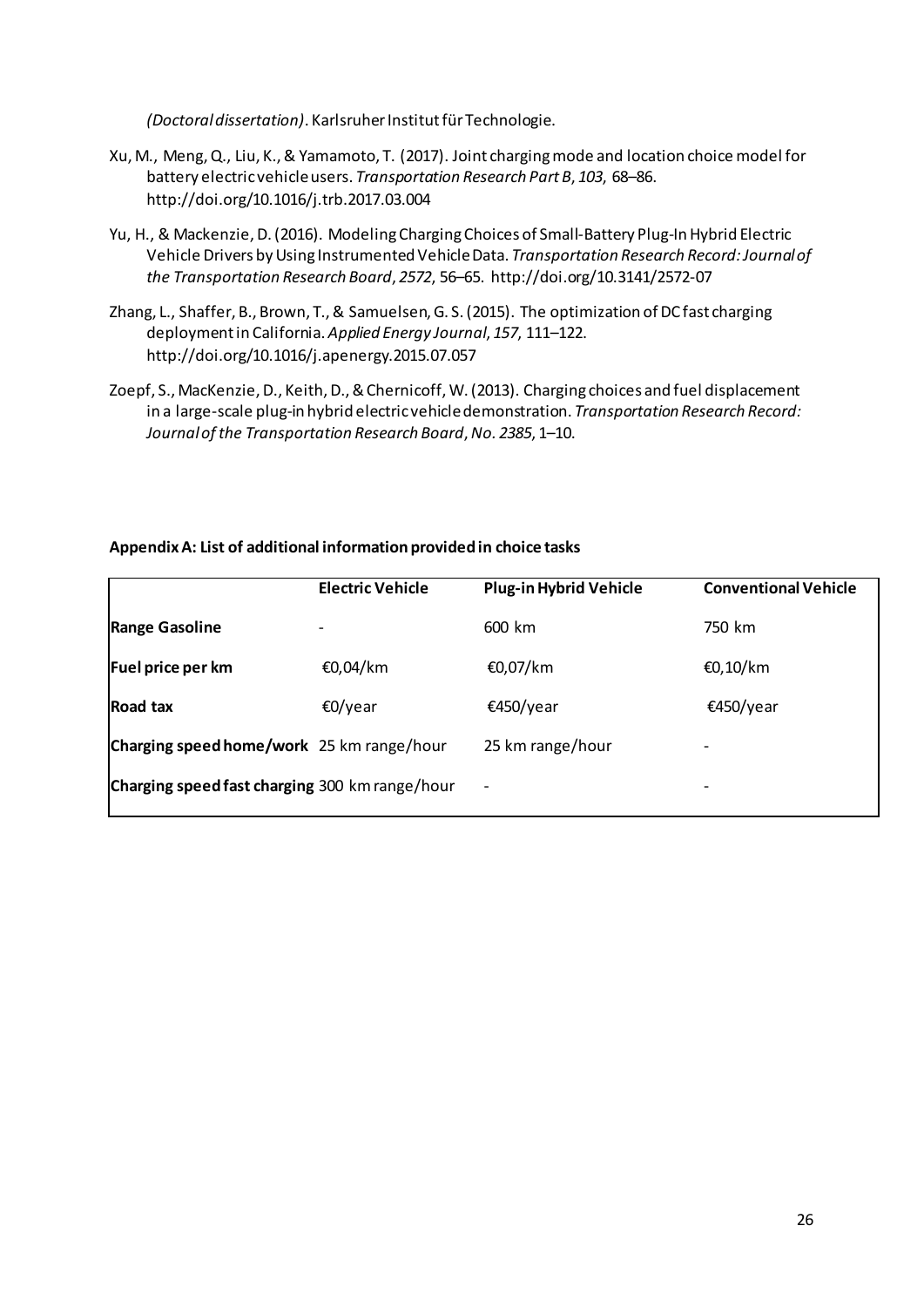*(Doctoral dissertation)*. Karlsruher Institut für Technologie.

Xu, M., Meng, Q., Liu, K., & Yamamoto, T. (2017). Joint charging mode and location choice model for battery electric vehicle users. *Transportation Research Part B*, *103*, 68–86. http://doi.org/10.1016/j.trb.2017.03.004

Yu, H., & Mackenzie, D. (2016). Modeling Charging Choices of Small-Battery Plug-In Hybrid Electric Vehicle Drivers by Using Instrumented Vehicle Data. *Transportation Research Record: Journal of the Transportation Research Board*, *2572*, 56–65. http://doi.org/10.3141/2572-07

Zhang, L., Shaffer, B., Brown, T., & Samuelsen, G. S. (2015). The optimization of DC fast charging deployment in California. *Applied Energy Journal*, *157*, 111–122. http://doi.org/10.1016/j.apenergy.2015.07.057

Zoepf, S., MacKenzie, D., Keith, D., & Chernicoff, W. (2013). Charging choices and fuel displacement in a large-scale plug-in hybrid electric vehicle demonstration. *Transportation Research Record: Journal of the Transportation Research Board*, *No. 2385*, 1–10.

**Appendix A: List of additional information provided in choice tasks**

| | **Electric Vehicle** | **Plug-in Hybrid Vehicle** | **Conventional Vehicle** |
|---|---|---|---|
| **Range Gasoline** | - | 600 km | 750 km |
| **Fuel price per km** | €0,04/km | €0,07/km | €0,10/km |
| **Road tax** | €0/year | €450/year | €450/year |
| **Charging speed home/work** | 25 km range/hour | 25 km range/hour | - |
| **Charging speed fast charging** | 300 km range/hour | - | - |